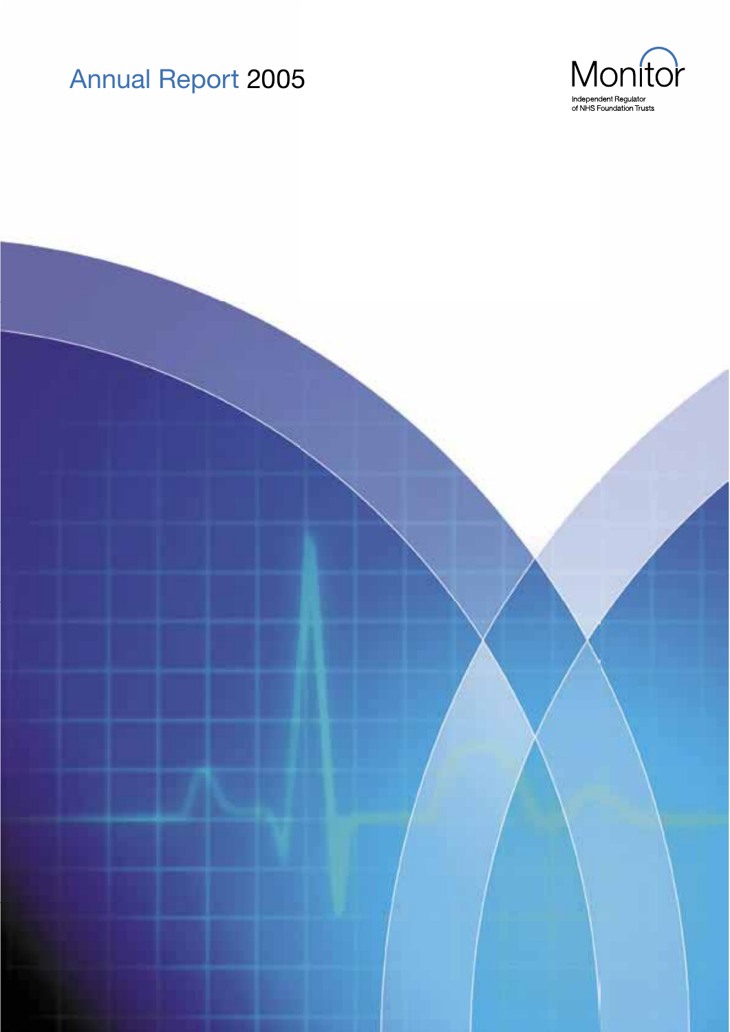# Annual Report 2005

Monitor

Independent Regulator of NHS Foundation Trusts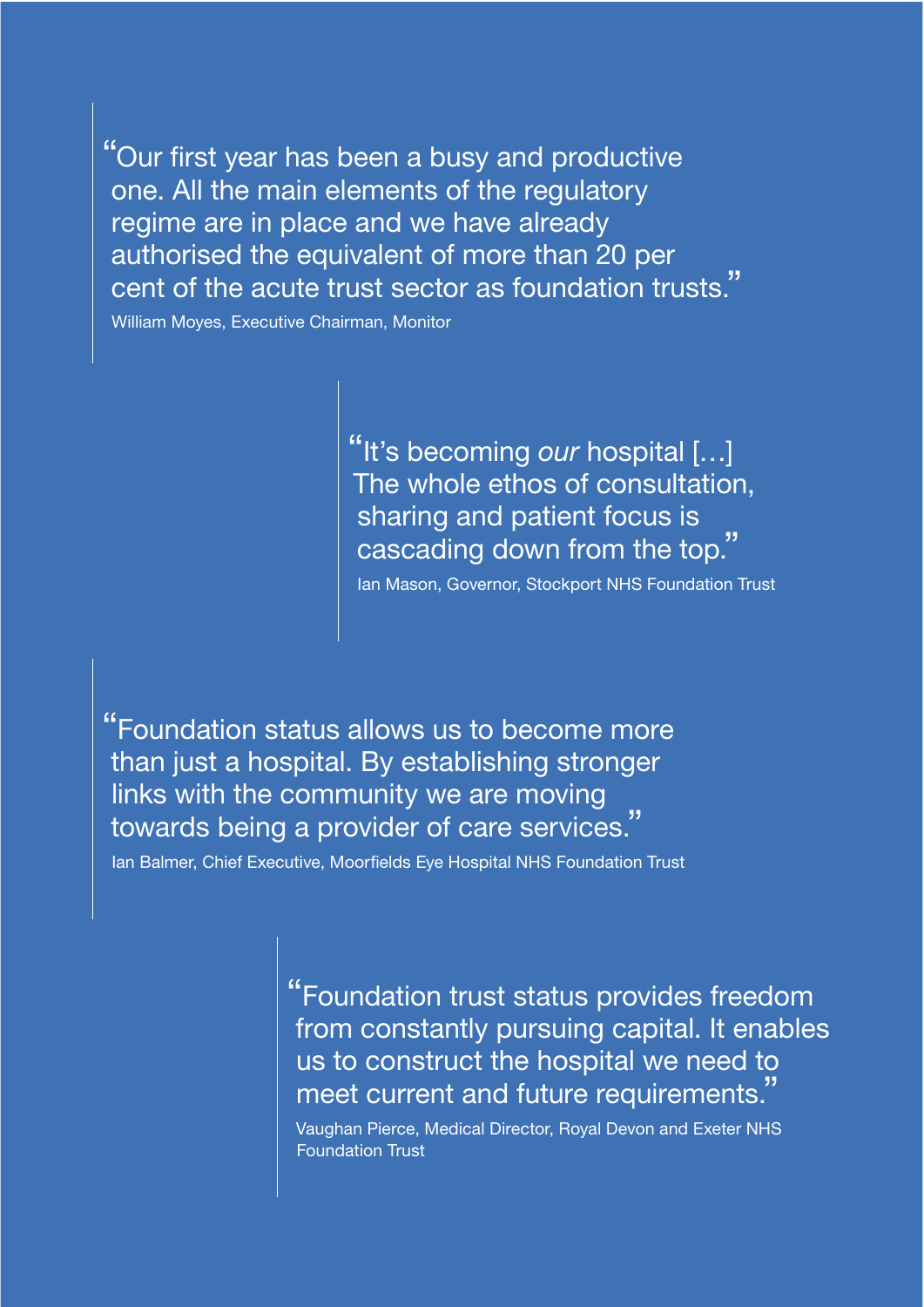"Our first year has been a busy and productive one. All the main elements of the regulatory regime are in place and we have already authorised the equivalent of more than 20 per cent of the acute trust sector as foundation trusts."

William Moyes, Executive Chairman, Monitor

"It's becoming *our* hospital […] The whole ethos of consultation, sharing and patient focus is cascading down from the top."

Ian Mason, Governor, Stockport NHS Foundation Trust

"Foundation status allows us to become more than just a hospital. By establishing stronger links with the community we are moving towards being a provider of care services."

Ian Balmer, Chief Executive, Moorfields Eye Hospital NHS Foundation Trust

"Foundation trust status provides freedom from constantly pursuing capital. It enables us to construct the hospital we need to meet current and future requirements."

Vaughan Pierce, Medical Director, Royal Devon and Exeter NHS Foundation Trust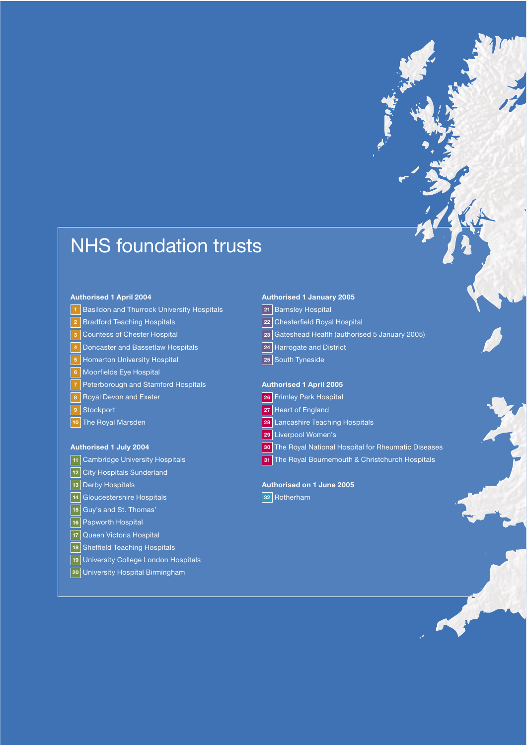# NHS foundation trusts

**Authorised 1 April 2004**

1. Basildon and Thurrock University Hospitals
2. Bradford Teaching Hospitals
3. Countess of Chester Hospital
4. Doncaster and Bassetlaw Hospitals
5. Homerton University Hospital
6. Moorfields Eye Hospital
7. Peterborough and Stamford Hospitals
8. Royal Devon and Exeter
9. Stockport
10. The Royal Marsden

**Authorised 1 July 2004**

11. Cambridge University Hospitals
12. City Hospitals Sunderland
13. Derby Hospitals
14. Gloucestershire Hospitals
15. Guy's and St. Thomas'
16. Papworth Hospital
17. Queen Victoria Hospital
18. Sheffield Teaching Hospitals
19. University College London Hospitals
20. University Hospital Birmingham

**Authorised 1 January 2005**

21. Barnsley Hospital
22. Chesterfield Royal Hospital
23. Gateshead Health (authorised 5 January 2005)
24. Harrogate and District
25. South Tyneside

**Authorised 1 April 2005**

26. Frimley Park Hospital
27. Heart of England
28. Lancashire Teaching Hospitals
29. Liverpool Women's
30. The Royal National Hospital for Rheumatic Diseases
31. The Royal Bournemouth & Christchurch Hospitals

**Authorised on 1 June 2005**

32. Rotherham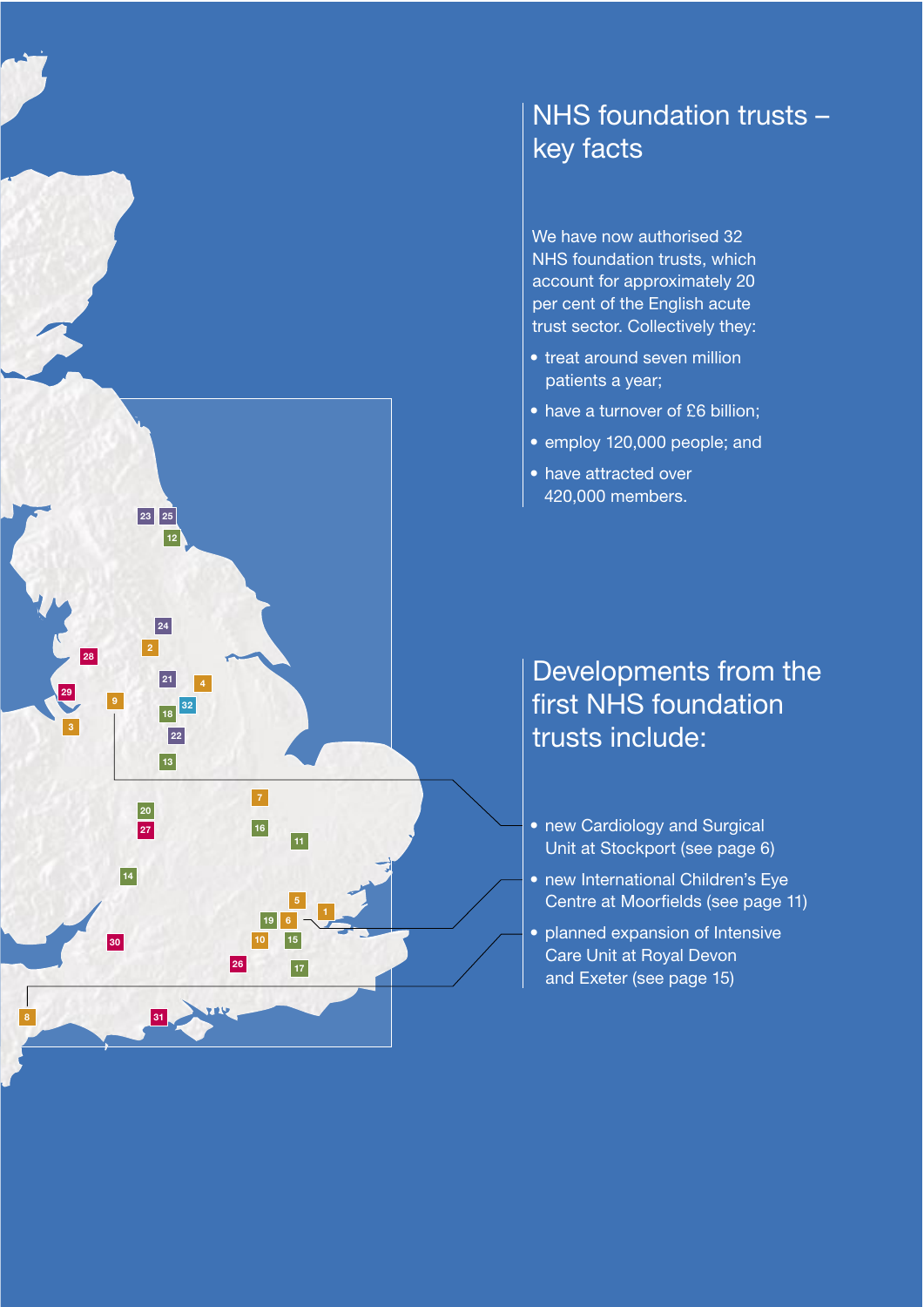## NHS foundation trusts – key facts

We have now authorised 32 NHS foundation trusts, which account for approximately 20 per cent of the English acute trust sector. Collectively they:

- treat around seven million patients a year;
- have a turnover of £6 billion;
- employ 120,000 people; and
- have attracted over 420,000 members.

## Developments from the first NHS foundation trusts include:

- new Cardiology and Surgical Unit at Stockport (see page 6)
- new International Children's Eye Centre at Moorfields (see page 11)
- planned expansion of Intensive Care Unit at Royal Devon and Exeter (see page 15)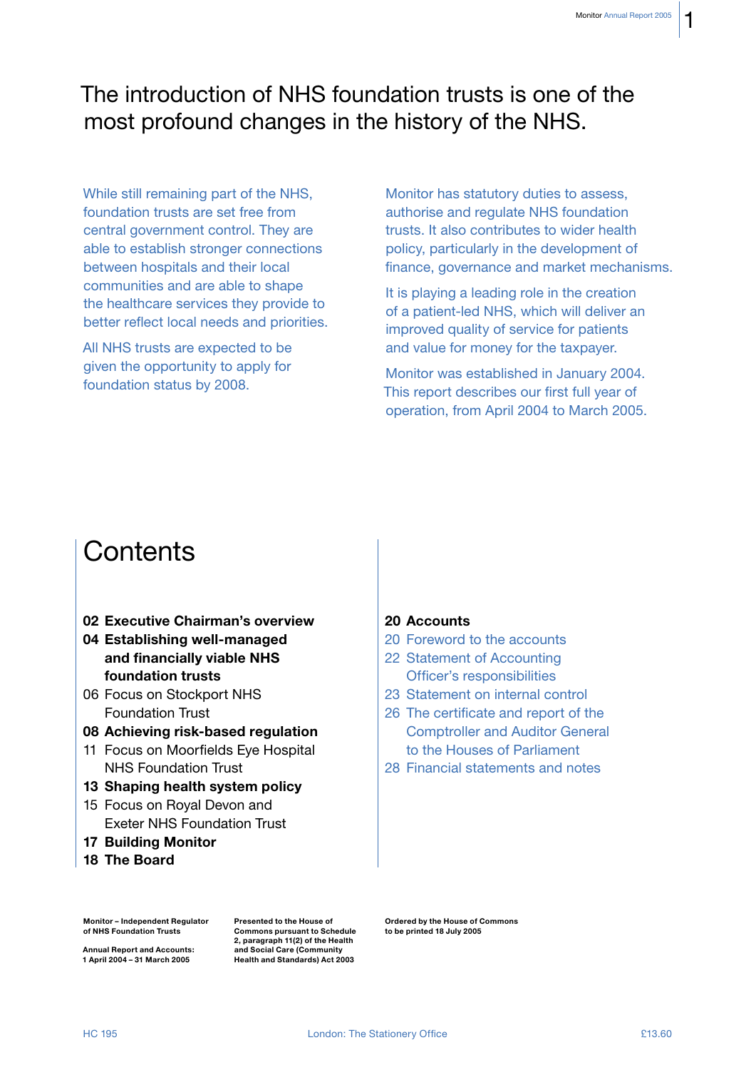# The introduction of NHS foundation trusts is one of the most profound changes in the history of the NHS.

While still remaining part of the NHS, foundation trusts are set free from central government control. They are able to establish stronger connections between hospitals and their local communities and are able to shape the healthcare services they provide to better reflect local needs and priorities.

All NHS trusts are expected to be given the opportunity to apply for foundation status by 2008.

Monitor has statutory duties to assess, authorise and regulate NHS foundation trusts. It also contributes to wider health policy, particularly in the development of finance, governance and market mechanisms.

It is playing a leading role in the creation of a patient-led NHS, which will deliver an improved quality of service for patients and value for money for the taxpayer.

Monitor was established in January 2004. This report describes our first full year of operation, from April 2004 to March 2005.

## Contents

**02 Executive Chairman's overview**
**04 Establishing well-managed and financially viable NHS foundation trusts**
06 Focus on Stockport NHS Foundation Trust
**08 Achieving risk-based regulation**
11 Focus on Moorfields Eye Hospital NHS Foundation Trust
**13 Shaping health system policy**
15 Focus on Royal Devon and Exeter NHS Foundation Trust
**17 Building Monitor**
**18 The Board**

**20 Accounts**
20 Foreword to the accounts
22 Statement of Accounting Officer's responsibilities
23 Statement on internal control
26 The certificate and report of the Comptroller and Auditor General to the Houses of Parliament
28 Financial statements and notes

**Monitor – Independent Regulator of NHS Foundation Trusts**

**Annual Report and Accounts: 1 April 2004 – 31 March 2005**

**Presented to the House of Commons pursuant to Schedule 2, paragraph 11(2) of the Health and Social Care (Community Health and Standards) Act 2003**

**Ordered by the House of Commons to be printed 18 July 2005**

HC 195

London: The Stationery Office

£13.60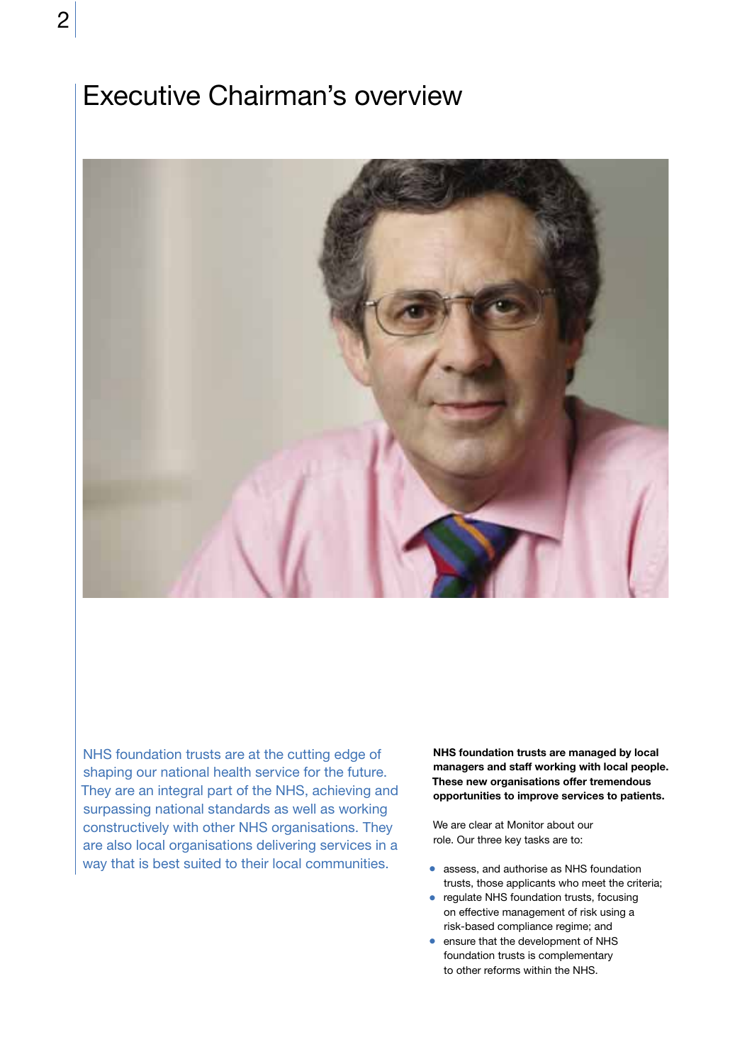# Executive Chairman's overview

NHS foundation trusts are at the cutting edge of shaping our national health service for the future. They are an integral part of the NHS, achieving and surpassing national standards as well as working constructively with other NHS organisations. They are also local organisations delivering services in a way that is best suited to their local communities.

**NHS foundation trusts are managed by local managers and staff working with local people. These new organisations offer tremendous opportunities to improve services to patients.**

We are clear at Monitor about our role. Our three key tasks are to:

- assess, and authorise as NHS foundation trusts, those applicants who meet the criteria;
- regulate NHS foundation trusts, focusing on effective management of risk using a risk-based compliance regime; and
- ensure that the development of NHS foundation trusts is complementary to other reforms within the NHS.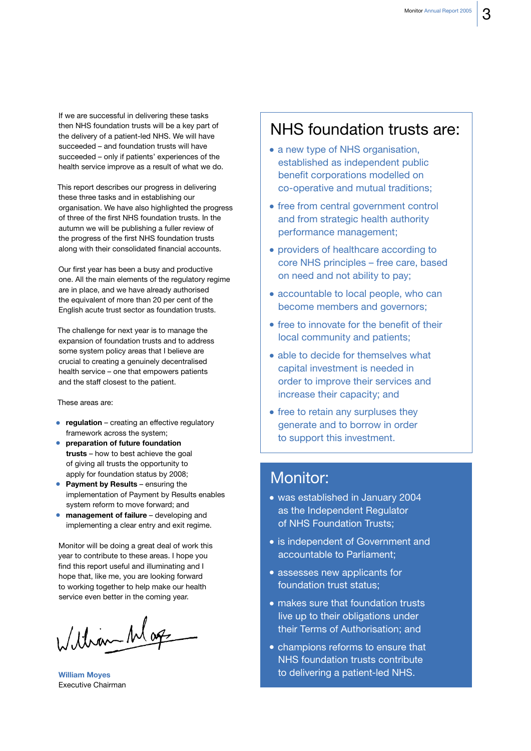If we are successful in delivering these tasks then NHS foundation trusts will be a key part of the delivery of a patient-led NHS. We will have succeeded – and foundation trusts will have succeeded – only if patients' experiences of the health service improve as a result of what we do.

This report describes our progress in delivering these three tasks and in establishing our organisation. We have also highlighted the progress of three of the first NHS foundation trusts. In the autumn we will be publishing a fuller review of the progress of the first NHS foundation trusts along with their consolidated financial accounts.

Our first year has been a busy and productive one. All the main elements of the regulatory regime are in place, and we have already authorised the equivalent of more than 20 per cent of the English acute trust sector as foundation trusts.

The challenge for next year is to manage the expansion of foundation trusts and to address some system policy areas that I believe are crucial to creating a genuinely decentralised health service – one that empowers patients and the staff closest to the patient.

These areas are:

- **regulation** – creating an effective regulatory framework across the system;
- **preparation of future foundation trusts** – how to best achieve the goal of giving all trusts the opportunity to apply for foundation status by 2008;
- **Payment by Results** – ensuring the implementation of Payment by Results enables system reform to move forward; and
- **management of failure** – developing and implementing a clear entry and exit regime.

Monitor will be doing a great deal of work this year to contribute to these areas. I hope you find this report useful and illuminating and I hope that, like me, you are looking forward to working together to help make our health service even better in the coming year.

**William Moyes**
Executive Chairman

## NHS foundation trusts are:

- a new type of NHS organisation, established as independent public benefit corporations modelled on co-operative and mutual traditions;
- free from central government control and from strategic health authority performance management;
- providers of healthcare according to core NHS principles – free care, based on need and not ability to pay;
- accountable to local people, who can become members and governors;
- free to innovate for the benefit of their local community and patients;
- able to decide for themselves what capital investment is needed in order to improve their services and increase their capacity; and
- free to retain any surpluses they generate and to borrow in order to support this investment.

## Monitor:

- was established in January 2004 as the Independent Regulator of NHS Foundation Trusts;
- is independent of Government and accountable to Parliament;
- assesses new applicants for foundation trust status;
- makes sure that foundation trusts live up to their obligations under their Terms of Authorisation; and
- champions reforms to ensure that NHS foundation trusts contribute to delivering a patient-led NHS.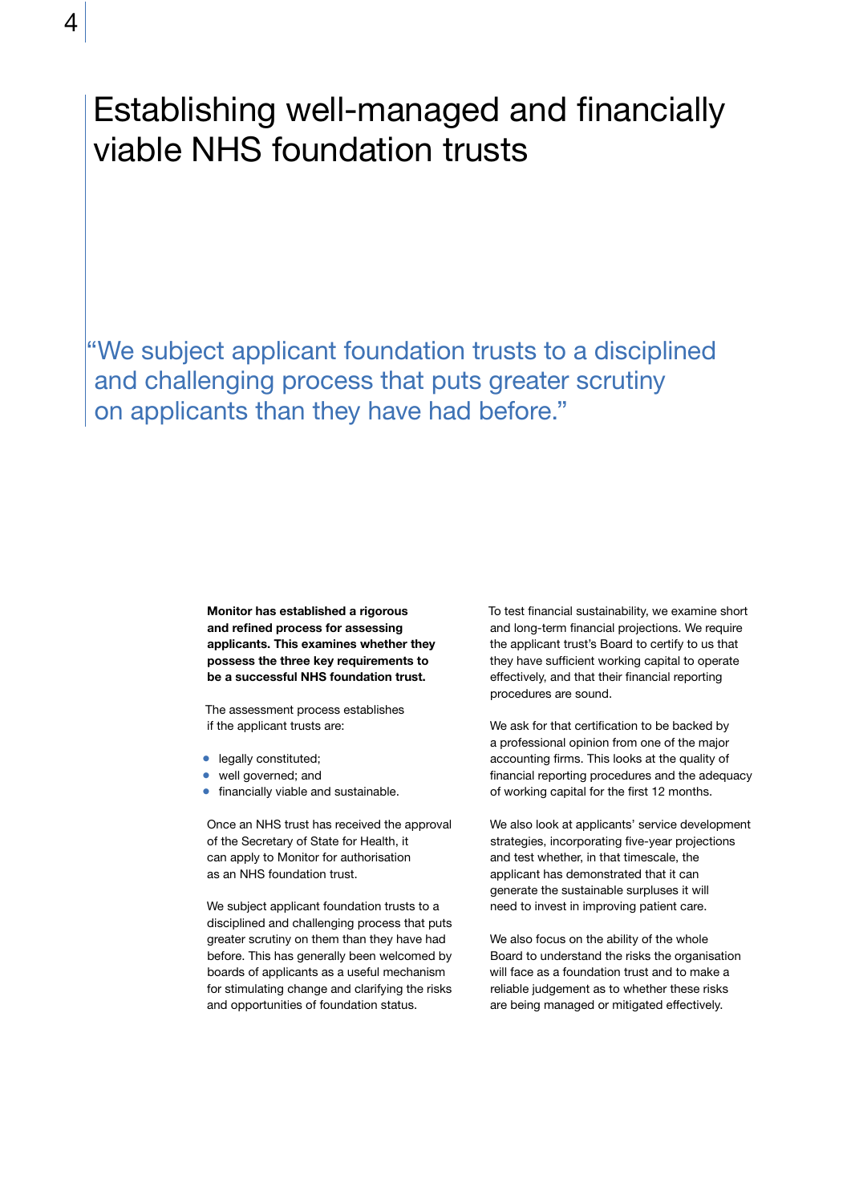# Establishing well-managed and financially viable NHS foundation trusts

"We subject applicant foundation trusts to a disciplined and challenging process that puts greater scrutiny on applicants than they have had before."

**Monitor has established a rigorous and refined process for assessing applicants. This examines whether they possess the three key requirements to be a successful NHS foundation trust.**

The assessment process establishes if the applicant trusts are:

- legally constituted;
- well governed; and
- financially viable and sustainable.

Once an NHS trust has received the approval of the Secretary of State for Health, it can apply to Monitor for authorisation as an NHS foundation trust.

We subject applicant foundation trusts to a disciplined and challenging process that puts greater scrutiny on them than they have had before. This has generally been welcomed by boards of applicants as a useful mechanism for stimulating change and clarifying the risks and opportunities of foundation status.

To test financial sustainability, we examine short and long-term financial projections. We require the applicant trust's Board to certify to us that they have sufficient working capital to operate effectively, and that their financial reporting procedures are sound.

We ask for that certification to be backed by a professional opinion from one of the major accounting firms. This looks at the quality of financial reporting procedures and the adequacy of working capital for the first 12 months.

We also look at applicants' service development strategies, incorporating five-year projections and test whether, in that timescale, the applicant has demonstrated that it can generate the sustainable surpluses it will need to invest in improving patient care.

We also focus on the ability of the whole Board to understand the risks the organisation will face as a foundation trust and to make a reliable judgement as to whether these risks are being managed or mitigated effectively.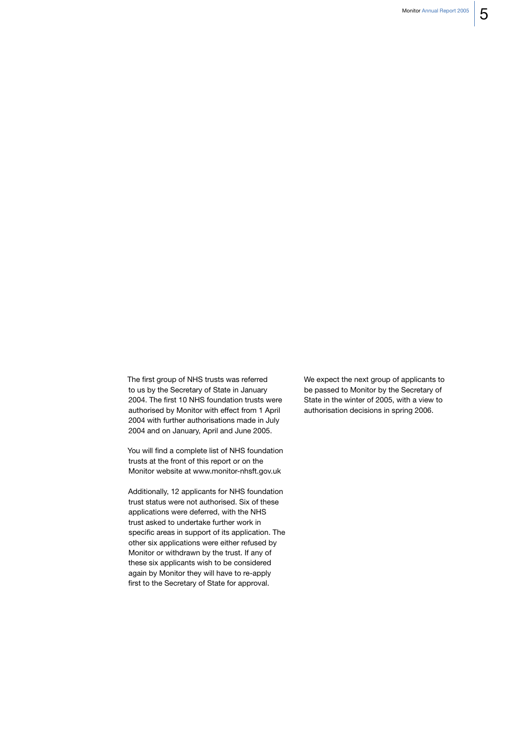The first group of NHS trusts was referred to us by the Secretary of State in January 2004. The first 10 NHS foundation trusts were authorised by Monitor with effect from 1 April 2004 with further authorisations made in July 2004 and on January, April and June 2005.

You will find a complete list of NHS foundation trusts at the front of this report or on the Monitor website at www.monitor-nhsft.gov.uk

Additionally, 12 applicants for NHS foundation trust status were not authorised. Six of these applications were deferred, with the NHS trust asked to undertake further work in specific areas in support of its application. The other six applications were either refused by Monitor or withdrawn by the trust. If any of these six applicants wish to be considered again by Monitor they will have to re-apply first to the Secretary of State for approval.

We expect the next group of applicants to be passed to Monitor by the Secretary of State in the winter of 2005, with a view to authorisation decisions in spring 2006.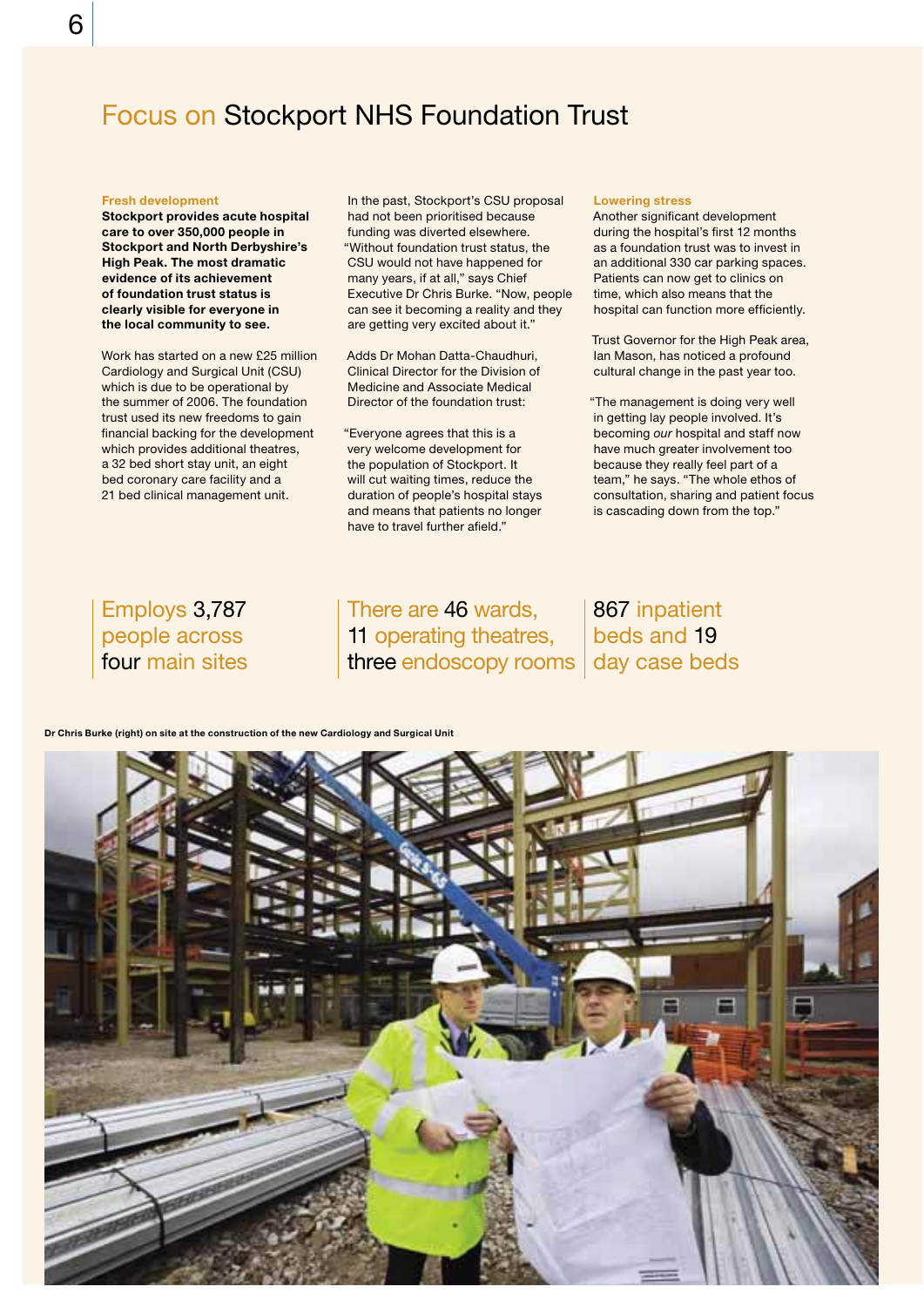# Focus on Stockport NHS Foundation Trust

### Fresh development

**Stockport provides acute hospital care to over 350,000 people in Stockport and North Derbyshire's High Peak. The most dramatic evidence of its achievement of foundation trust status is clearly visible for everyone in the local community to see.**

Work has started on a new £25 million Cardiology and Surgical Unit (CSU) which is due to be operational by the summer of 2006. The foundation trust used its new freedoms to gain financial backing for the development which provides additional theatres, a 32 bed short stay unit, an eight bed coronary care facility and a 21 bed clinical management unit.

In the past, Stockport's CSU proposal had not been prioritised because funding was diverted elsewhere. "Without foundation trust status, the CSU would not have happened for many years, if at all," says Chief Executive Dr Chris Burke. "Now, people can see it becoming a reality and they are getting very excited about it."

Adds Dr Mohan Datta-Chaudhuri, Clinical Director for the Division of Medicine and Associate Medical Director of the foundation trust:

"Everyone agrees that this is a very welcome development for the population of Stockport. It will cut waiting times, reduce the duration of people's hospital stays and means that patients no longer have to travel further afield."

### Lowering stress

Another significant development during the hospital's first 12 months as a foundation trust was to invest in an additional 330 car parking spaces. Patients can now get to clinics on time, which also means that the hospital can function more efficiently.

Trust Governor for the High Peak area, Ian Mason, has noticed a profound cultural change in the past year too.

"The management is doing very well in getting lay people involved. It's becoming *our* hospital and staff now have much greater involvement too because they really feel part of a team," he says. "The whole ethos of consultation, sharing and patient focus is cascading down from the top."

Employs 3,787 people across four main sites

There are 46 wards, 11 operating theatres, three endoscopy rooms

867 inpatient beds and 19 day case beds

**Dr Chris Burke (right) on site at the construction of the new Cardiology and Surgical Unit**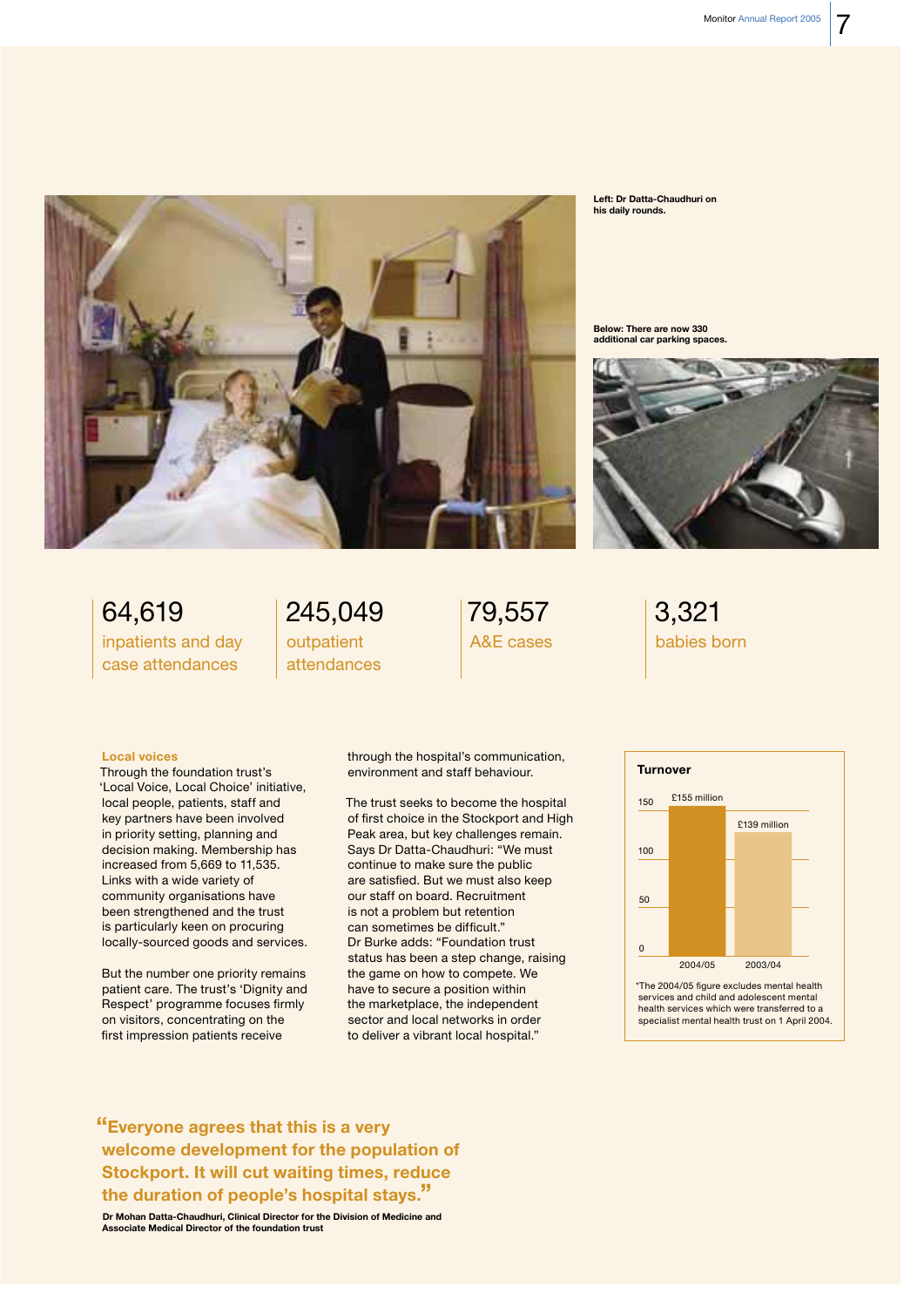Left: Dr Datta-Chaudhuri on his daily rounds.

Below: There are now 330 additional car parking spaces.

| 64,619 | 245,049 | 79,557 | 3,321 |
|---|---|---|---|
| inpatients and day case attendances | outpatient attendances | A&E cases | babies born |

### Local voices

Through the foundation trust's 'Local Voice, Local Choice' initiative, local people, patients, staff and key partners have been involved in priority setting, planning and decision making. Membership has increased from 5,669 to 11,535. Links with a wide variety of community organisations have been strengthened and the trust is particularly keen on procuring locally-sourced goods and services.

But the number one priority remains patient care. The trust's 'Dignity and Respect' programme focuses firmly on visitors, concentrating on the first impression patients receive through the hospital's communication, environment and staff behaviour.

The trust seeks to become the hospital of first choice in the Stockport and High Peak area, but key challenges remain. Says Dr Datta-Chaudhuri: "We must continue to make sure the public are satisfied. But we must also keep our staff on board. Recruitment is not a problem but retention can sometimes be difficult."
Dr Burke adds: "Foundation trust status has been a step change, raising the game on how to compete. We have to secure a position within the marketplace, the independent sector and local networks in order to deliver a vibrant local hospital."

**Turnover**

| Year | Turnover |
|---|---|
| 2004/05 | £155 million |
| 2003/04 | £139 million |

*The 2004/05 figure excludes mental health services and child and adolescent mental health services which were transferred to a specialist mental health trust on 1 April 2004.

**"Everyone agrees that this is a very welcome development for the population of Stockport. It will cut waiting times, reduce the duration of people's hospital stays."**

**Dr Mohan Datta-Chaudhuri, Clinical Director for the Division of Medicine and Associate Medical Director of the foundation trust**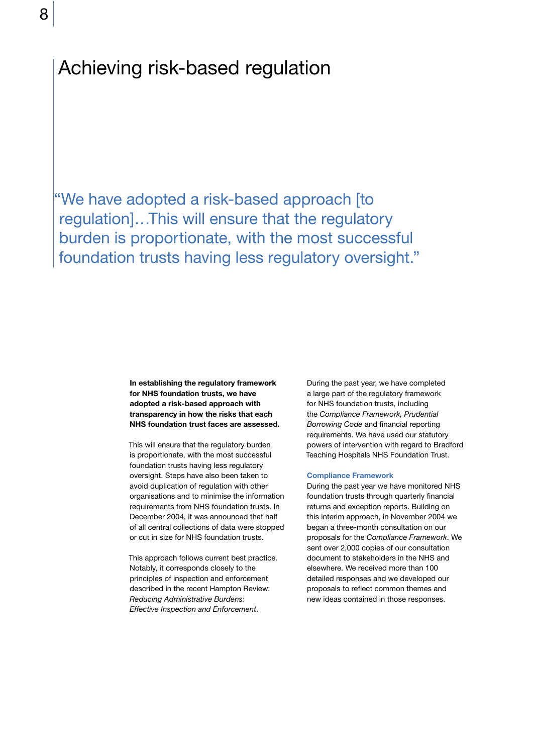# Achieving risk-based regulation

> "We have adopted a risk-based approach [to regulation]…This will ensure that the regulatory burden is proportionate, with the most successful foundation trusts having less regulatory oversight."

**In establishing the regulatory framework for NHS foundation trusts, we have adopted a risk-based approach with transparency in how the risks that each NHS foundation trust faces are assessed.**

This will ensure that the regulatory burden is proportionate, with the most successful foundation trusts having less regulatory oversight. Steps have also been taken to avoid duplication of regulation with other organisations and to minimise the information requirements from NHS foundation trusts. In December 2004, it was announced that half of all central collections of data were stopped or cut in size for NHS foundation trusts.

This approach follows current best practice. Notably, it corresponds closely to the principles of inspection and enforcement described in the recent Hampton Review: *Reducing Administrative Burdens: Effective Inspection and Enforcement*.

During the past year, we have completed a large part of the regulatory framework for NHS foundation trusts, including the *Compliance Framework, Prudential Borrowing Code* and financial reporting requirements. We have used our statutory powers of intervention with regard to Bradford Teaching Hospitals NHS Foundation Trust.

### Compliance Framework

During the past year we have monitored NHS foundation trusts through quarterly financial returns and exception reports. Building on this interim approach, in November 2004 we began a three-month consultation on our proposals for the *Compliance Framework*. We sent over 2,000 copies of our consultation document to stakeholders in the NHS and elsewhere. We received more than 100 detailed responses and we developed our proposals to reflect common themes and new ideas contained in those responses.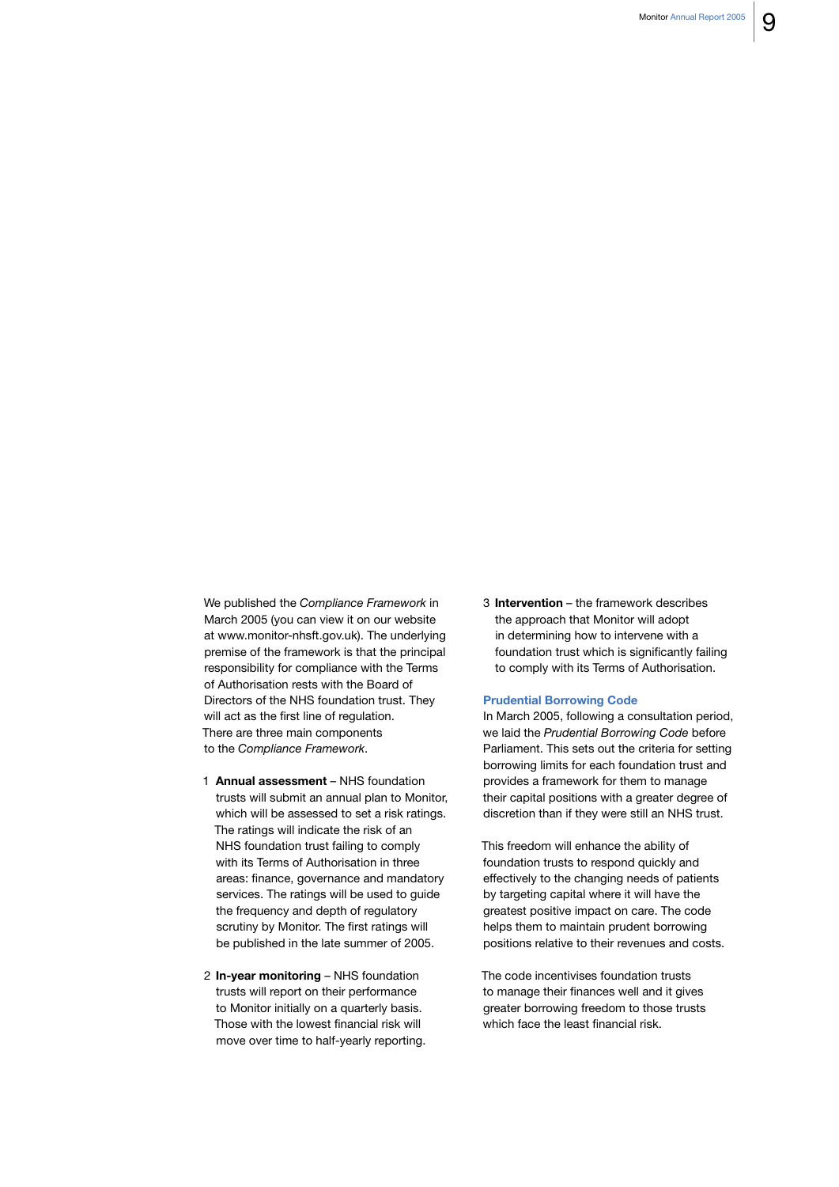We published the *Compliance Framework* in March 2005 (you can view it on our website at www.monitor-nhsft.gov.uk). The underlying premise of the framework is that the principal responsibility for compliance with the Terms of Authorisation rests with the Board of Directors of the NHS foundation trust. They will act as the first line of regulation. There are three main components to the *Compliance Framework*.

1. **Annual assessment** – NHS foundation trusts will submit an annual plan to Monitor, which will be assessed to set a risk ratings. The ratings will indicate the risk of an NHS foundation trust failing to comply with its Terms of Authorisation in three areas: finance, governance and mandatory services. The ratings will be used to guide the frequency and depth of regulatory scrutiny by Monitor. The first ratings will be published in the late summer of 2005.

2. **In-year monitoring** – NHS foundation trusts will report on their performance to Monitor initially on a quarterly basis. Those with the lowest financial risk will move over time to half-yearly reporting.

3. **Intervention** – the framework describes the approach that Monitor will adopt in determining how to intervene with a foundation trust which is significantly failing to comply with its Terms of Authorisation.

### Prudential Borrowing Code

In March 2005, following a consultation period, we laid the *Prudential Borrowing Code* before Parliament. This sets out the criteria for setting borrowing limits for each foundation trust and provides a framework for them to manage their capital positions with a greater degree of discretion than if they were still an NHS trust.

This freedom will enhance the ability of foundation trusts to respond quickly and effectively to the changing needs of patients by targeting capital where it will have the greatest positive impact on care. The code helps them to maintain prudent borrowing positions relative to their revenues and costs.

The code incentivises foundation trusts to manage their finances well and it gives greater borrowing freedom to those trusts which face the least financial risk.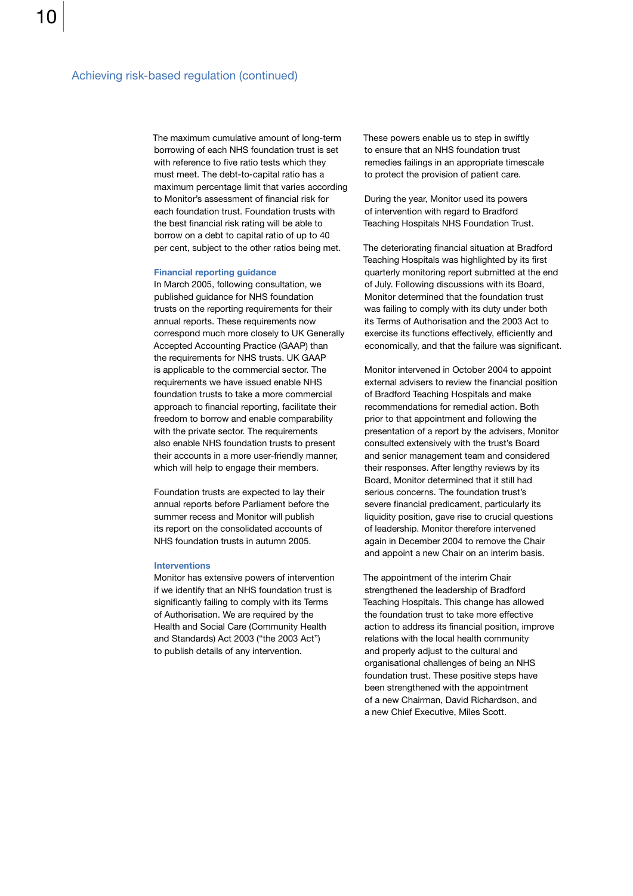## Achieving risk-based regulation (continued)

The maximum cumulative amount of long-term borrowing of each NHS foundation trust is set with reference to five ratio tests which they must meet. The debt-to-capital ratio has a maximum percentage limit that varies according to Monitor's assessment of financial risk for each foundation trust. Foundation trusts with the best financial risk rating will be able to borrow on a debt to capital ratio of up to 40 per cent, subject to the other ratios being met.

### Financial reporting guidance

In March 2005, following consultation, we published guidance for NHS foundation trusts on the reporting requirements for their annual reports. These requirements now correspond much more closely to UK Generally Accepted Accounting Practice (GAAP) than the requirements for NHS trusts. UK GAAP is applicable to the commercial sector. The requirements we have issued enable NHS foundation trusts to take a more commercial approach to financial reporting, facilitate their freedom to borrow and enable comparability with the private sector. The requirements also enable NHS foundation trusts to present their accounts in a more user-friendly manner, which will help to engage their members.

Foundation trusts are expected to lay their annual reports before Parliament before the summer recess and Monitor will publish its report on the consolidated accounts of NHS foundation trusts in autumn 2005.

### Interventions

Monitor has extensive powers of intervention if we identify that an NHS foundation trust is significantly failing to comply with its Terms of Authorisation. We are required by the Health and Social Care (Community Health and Standards) Act 2003 ("the 2003 Act") to publish details of any intervention.

These powers enable us to step in swiftly to ensure that an NHS foundation trust remedies failings in an appropriate timescale to protect the provision of patient care.

During the year, Monitor used its powers of intervention with regard to Bradford Teaching Hospitals NHS Foundation Trust.

The deteriorating financial situation at Bradford Teaching Hospitals was highlighted by its first quarterly monitoring report submitted at the end of July. Following discussions with its Board, Monitor determined that the foundation trust was failing to comply with its duty under both its Terms of Authorisation and the 2003 Act to exercise its functions effectively, efficiently and economically, and that the failure was significant.

Monitor intervened in October 2004 to appoint external advisers to review the financial position of Bradford Teaching Hospitals and make recommendations for remedial action. Both prior to that appointment and following the presentation of a report by the advisers, Monitor consulted extensively with the trust's Board and senior management team and considered their responses. After lengthy reviews by its Board, Monitor determined that it still had serious concerns. The foundation trust's severe financial predicament, particularly its liquidity position, gave rise to crucial questions of leadership. Monitor therefore intervened again in December 2004 to remove the Chair and appoint a new Chair on an interim basis.

The appointment of the interim Chair strengthened the leadership of Bradford Teaching Hospitals. This change has allowed the foundation trust to take more effective action to address its financial position, improve relations with the local health community and properly adjust to the cultural and organisational challenges of being an NHS foundation trust. These positive steps have been strengthened with the appointment of a new Chairman, David Richardson, and a new Chief Executive, Miles Scott.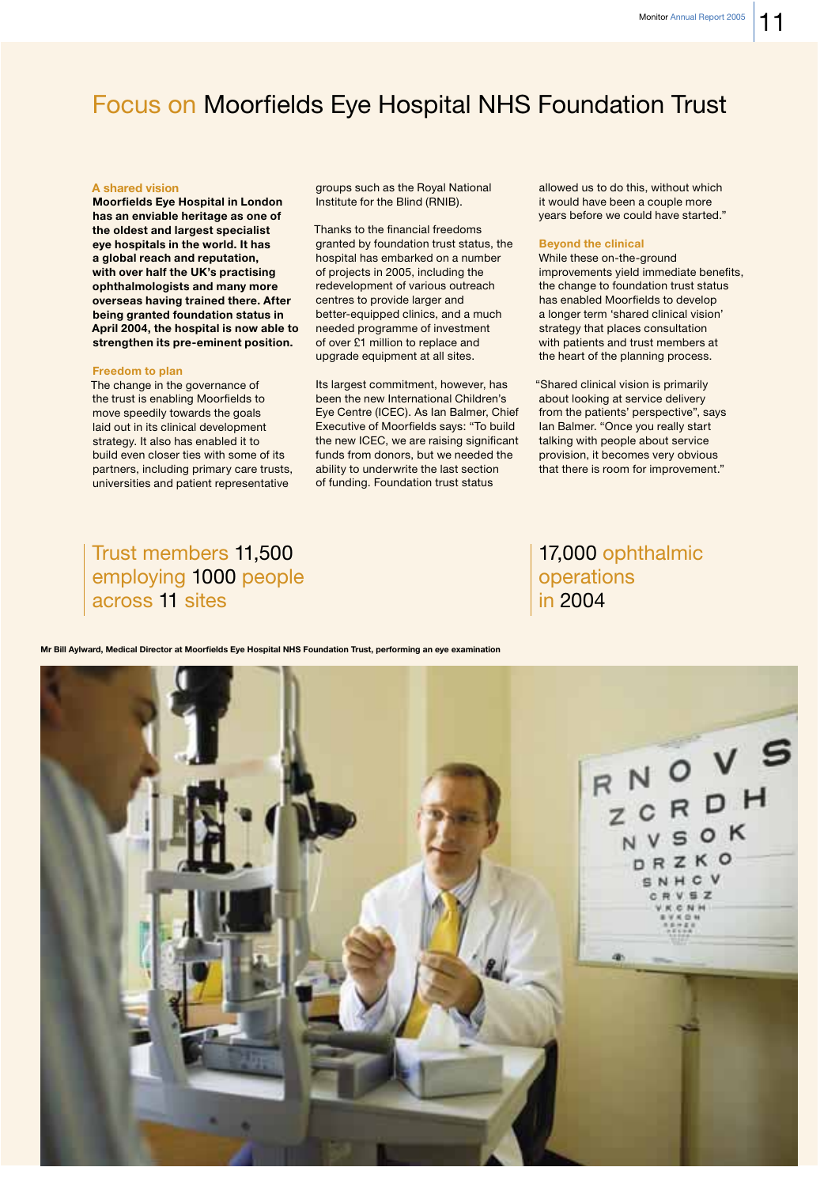# Focus on Moorfields Eye Hospital NHS Foundation Trust

### A shared vision

**Moorfields Eye Hospital in London has an enviable heritage as one of the oldest and largest specialist eye hospitals in the world. It has a global reach and reputation, with over half the UK's practising ophthalmologists and many more overseas having trained there. After being granted foundation status in April 2004, the hospital is now able to strengthen its pre-eminent position.**

### Freedom to plan

The change in the governance of the trust is enabling Moorfields to move speedily towards the goals laid out in its clinical development strategy. It also has enabled it to build even closer ties with some of its partners, including primary care trusts, universities and patient representative groups such as the Royal National Institute for the Blind (RNIB).

Thanks to the financial freedoms granted by foundation trust status, the hospital has embarked on a number of projects in 2005, including the redevelopment of various outreach centres to provide larger and better-equipped clinics, and a much needed programme of investment of over £1 million to replace and upgrade equipment at all sites.

Its largest commitment, however, has been the new International Children's Eye Centre (ICEC). As Ian Balmer, Chief Executive of Moorfields says: "To build the new ICEC, we are raising significant funds from donors, but we needed the ability to underwrite the last section of funding. Foundation trust status allowed us to do this, without which it would have been a couple more years before we could have started."

### Beyond the clinical

While these on-the-ground improvements yield immediate benefits, the change to foundation trust status has enabled Moorfields to develop a longer term 'shared clinical vision' strategy that places consultation with patients and trust members at the heart of the planning process.

"Shared clinical vision is primarily about looking at service delivery from the patients' perspective", says Ian Balmer. "Once you really start talking with people about service provision, it becomes very obvious that there is room for improvement."

Trust members 11,500 employing 1000 people across 11 sites

17,000 ophthalmic operations in 2004

Mr Bill Aylward, Medical Director at Moorfields Eye Hospital NHS Foundation Trust, performing an eye examination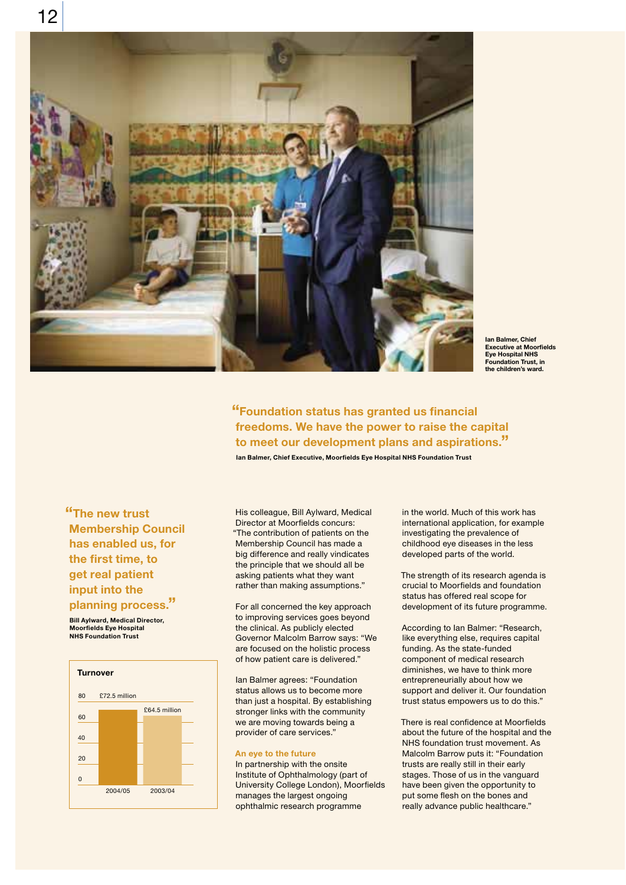Ian Balmer, Chief Executive at Moorfields Eye Hospital NHS Foundation Trust, in the children's ward.

**"Foundation status has granted us financial freedoms. We have the power to raise the capital to meet our development plans and aspirations."**

**Ian Balmer, Chief Executive, Moorfields Eye Hospital NHS Foundation Trust**

**"The new trust Membership Council has enabled us, for the first time, to get real patient input into the planning process."**

**Bill Aylward, Medical Director, Moorfields Eye Hospital NHS Foundation Trust**

**Turnover**

| Year | Turnover |
|---|---|
| 2004/05 | £72.5 million |
| 2003/04 | £64.5 million |

His colleague, Bill Aylward, Medical Director at Moorfields concurs: "The contribution of patients on the Membership Council has made a big difference and really vindicates the principle that we should all be asking patients what they want rather than making assumptions."

For all concerned the key approach to improving services goes beyond the clinical. As publicly elected Governor Malcolm Barrow says: "We are focused on the holistic process of how patient care is delivered."

Ian Balmer agrees: "Foundation status allows us to become more than just a hospital. By establishing stronger links with the community we are moving towards being a provider of care services."

### An eye to the future

In partnership with the onsite Institute of Ophthalmology (part of University College London), Moorfields manages the largest ongoing ophthalmic research programme in the world. Much of this work has international application, for example investigating the prevalence of childhood eye diseases in the less developed parts of the world.

The strength of its research agenda is crucial to Moorfields and foundation status has offered real scope for development of its future programme.

According to Ian Balmer: "Research, like everything else, requires capital funding. As the state-funded component of medical research diminishes, we have to think more entrepreneurially about how we support and deliver it. Our foundation trust status empowers us to do this."

There is real confidence at Moorfields about the future of the hospital and the NHS foundation trust movement. As Malcolm Barrow puts it: "Foundation trusts are really still in their early stages. Those of us in the vanguard have been given the opportunity to put some flesh on the bones and really advance public healthcare."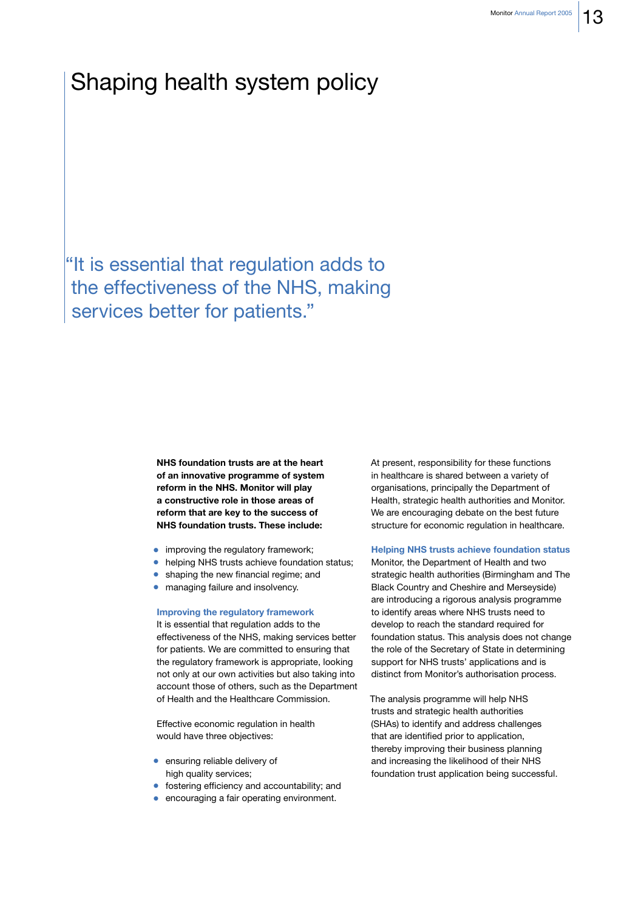# Shaping health system policy

> "It is essential that regulation adds to the effectiveness of the NHS, making services better for patients."

**NHS foundation trusts are at the heart of an innovative programme of system reform in the NHS. Monitor will play a constructive role in those areas of reform that are key to the success of NHS foundation trusts. These include:**

- improving the regulatory framework;
- helping NHS trusts achieve foundation status;
- shaping the new financial regime; and
- managing failure and insolvency.

### Improving the regulatory framework

It is essential that regulation adds to the effectiveness of the NHS, making services better for patients. We are committed to ensuring that the regulatory framework is appropriate, looking not only at our own activities but also taking into account those of others, such as the Department of Health and the Healthcare Commission.

Effective economic regulation in health would have three objectives:

- ensuring reliable delivery of high quality services;
- fostering efficiency and accountability; and
- encouraging a fair operating environment.

At present, responsibility for these functions in healthcare is shared between a variety of organisations, principally the Department of Health, strategic health authorities and Monitor. We are encouraging debate on the best future structure for economic regulation in healthcare.

### Helping NHS trusts achieve foundation status

Monitor, the Department of Health and two strategic health authorities (Birmingham and The Black Country and Cheshire and Merseyside) are introducing a rigorous analysis programme to identify areas where NHS trusts need to develop to reach the standard required for foundation status. This analysis does not change the role of the Secretary of State in determining support for NHS trusts' applications and is distinct from Monitor's authorisation process.

The analysis programme will help NHS trusts and strategic health authorities (SHAs) to identify and address challenges that are identified prior to application, thereby improving their business planning and increasing the likelihood of their NHS foundation trust application being successful.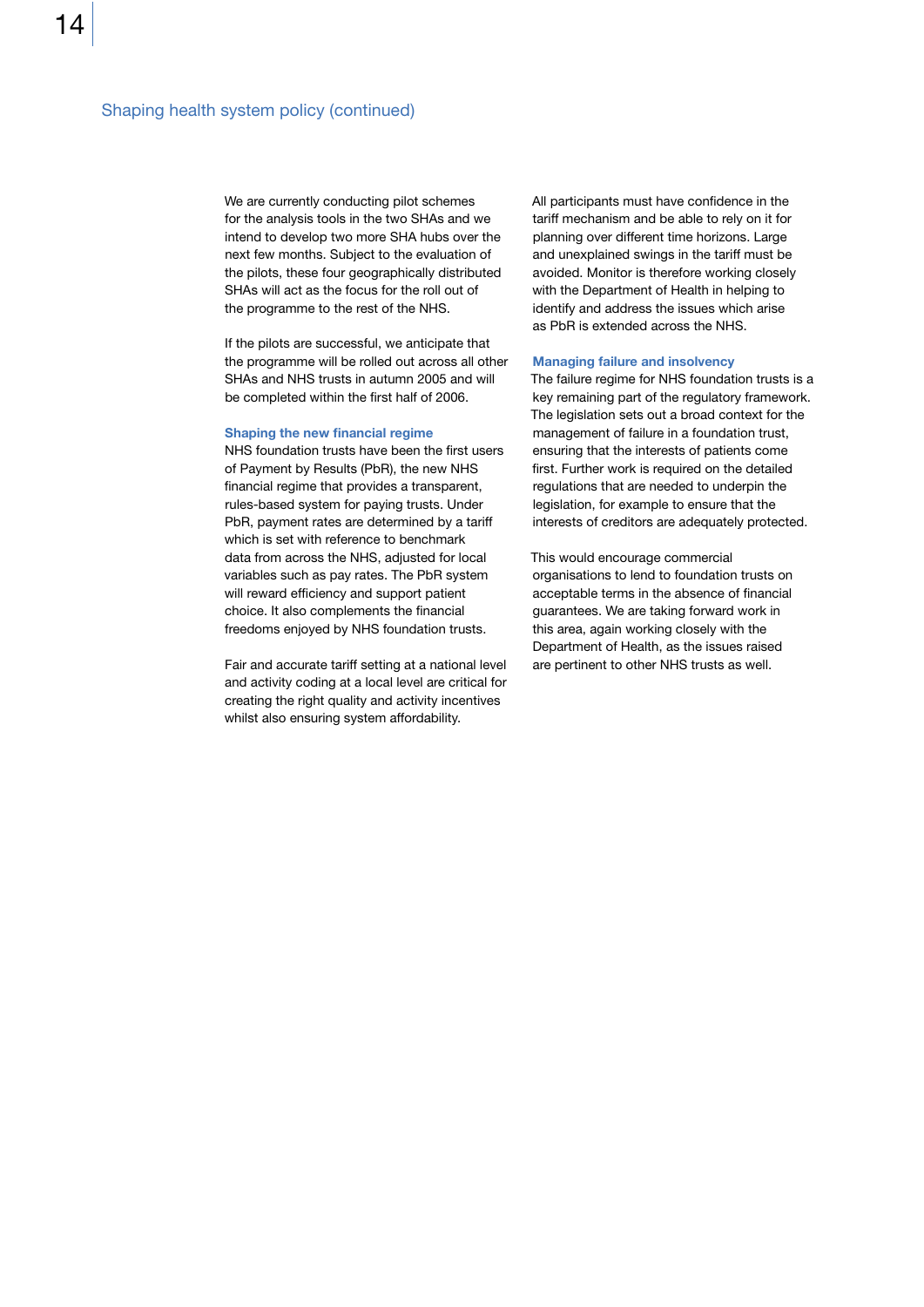## Shaping health system policy (continued)

We are currently conducting pilot schemes for the analysis tools in the two SHAs and we intend to develop two more SHA hubs over the next few months. Subject to the evaluation of the pilots, these four geographically distributed SHAs will act as the focus for the roll out of the programme to the rest of the NHS.

If the pilots are successful, we anticipate that the programme will be rolled out across all other SHAs and NHS trusts in autumn 2005 and will be completed within the first half of 2006.

### Shaping the new financial regime

NHS foundation trusts have been the first users of Payment by Results (PbR), the new NHS financial regime that provides a transparent, rules-based system for paying trusts. Under PbR, payment rates are determined by a tariff which is set with reference to benchmark data from across the NHS, adjusted for local variables such as pay rates. The PbR system will reward efficiency and support patient choice. It also complements the financial freedoms enjoyed by NHS foundation trusts.

Fair and accurate tariff setting at a national level and activity coding at a local level are critical for creating the right quality and activity incentives whilst also ensuring system affordability.

All participants must have confidence in the tariff mechanism and be able to rely on it for planning over different time horizons. Large and unexplained swings in the tariff must be avoided. Monitor is therefore working closely with the Department of Health in helping to identify and address the issues which arise as PbR is extended across the NHS.

### Managing failure and insolvency

The failure regime for NHS foundation trusts is a key remaining part of the regulatory framework. The legislation sets out a broad context for the management of failure in a foundation trust, ensuring that the interests of patients come first. Further work is required on the detailed regulations that are needed to underpin the legislation, for example to ensure that the interests of creditors are adequately protected.

This would encourage commercial organisations to lend to foundation trusts on acceptable terms in the absence of financial guarantees. We are taking forward work in this area, again working closely with the Department of Health, as the issues raised are pertinent to other NHS trusts as well.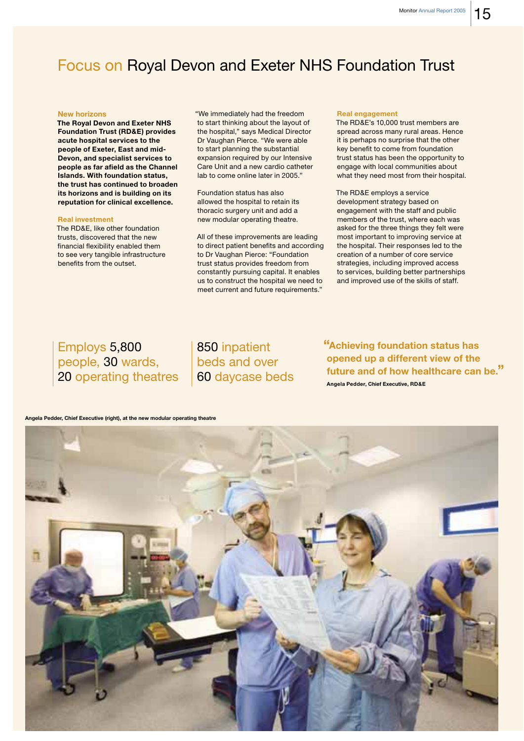# Focus on Royal Devon and Exeter NHS Foundation Trust

### New horizons

**The Royal Devon and Exeter NHS Foundation Trust (RD&E) provides acute hospital services to the people of Exeter, East and mid-Devon, and specialist services to people as far afield as the Channel Islands. With foundation status, the trust has continued to broaden its horizons and is building on its reputation for clinical excellence.**

### Real investment

The RD&E, like other foundation trusts, discovered that the new financial flexibility enabled them to see very tangible infrastructure benefits from the outset.

"We immediately had the freedom to start thinking about the layout of the hospital," says Medical Director Dr Vaughan Pierce. "We were able to start planning the substantial expansion required by our Intensive Care Unit and a new cardio catheter lab to come online later in 2005."

Foundation status has also allowed the hospital to retain its thoracic surgery unit and add a new modular operating theatre.

All of these improvements are leading to direct patient benefits and according to Dr Vaughan Pierce: "Foundation trust status provides freedom from constantly pursuing capital. It enables us to construct the hospital we need to meet current and future requirements."

### Real engagement

The RD&E's 10,000 trust members are spread across many rural areas. Hence it is perhaps no surprise that the other key benefit to come from foundation trust status has been the opportunity to engage with local communities about what they need most from their hospital.

The RD&E employs a service development strategy based on engagement with the staff and public members of the trust, where each was asked for the three things they felt were most important to improving service at the hospital. Their responses led to the creation of a number of core service strategies, including improved access to services, building better partnerships and improved use of the skills of staff.

Employs 5,800 people, 30 wards, 20 operating theatres

850 inpatient beds and over 60 daycase beds

> **"Achieving foundation status has opened up a different view of the future and of how healthcare can be."**
>
> **Angela Pedder, Chief Executive, RD&E**

**Angela Pedder, Chief Executive (right), at the new modular operating theatre**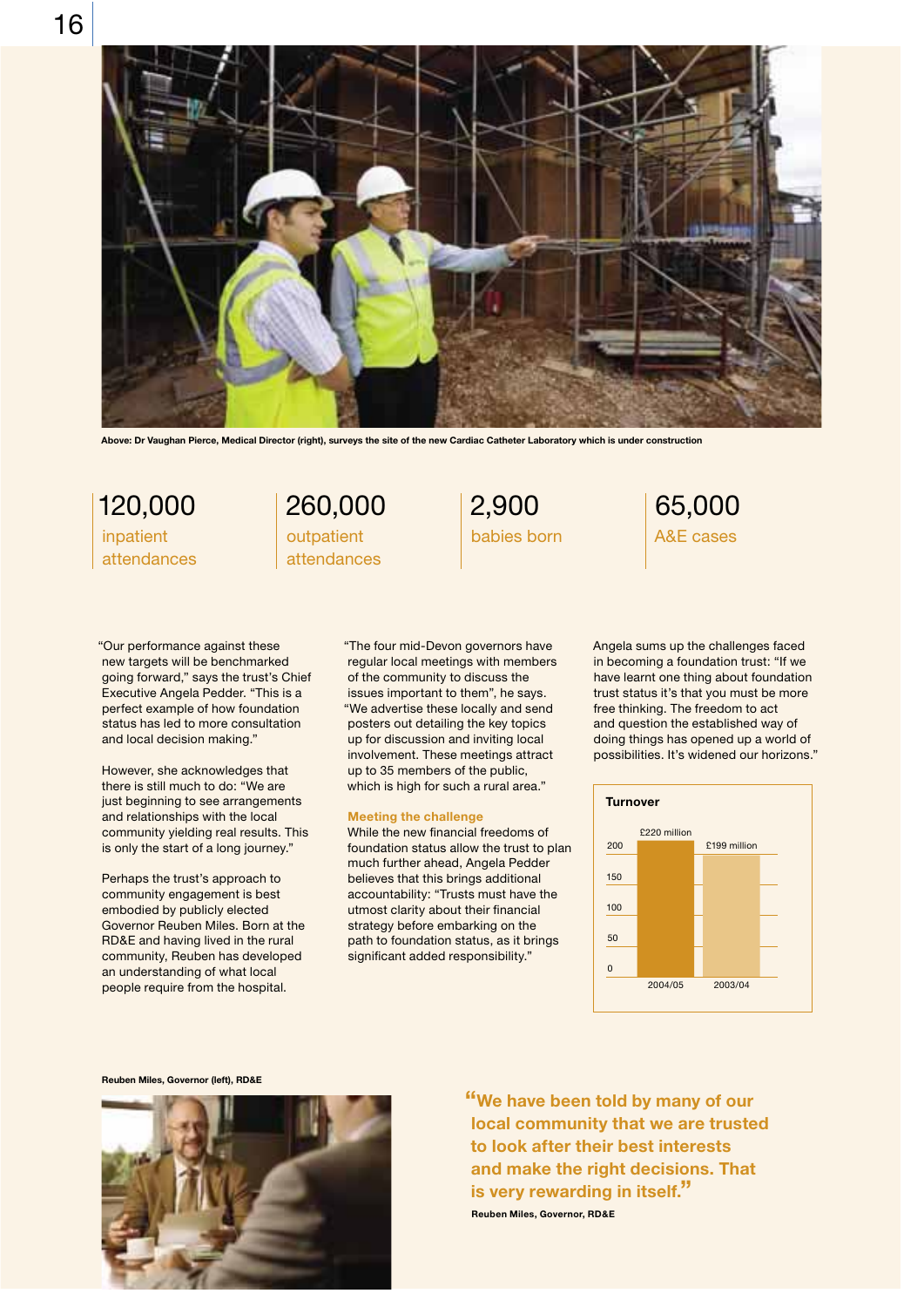Above: Dr Vaughan Pierce, Medical Director (right), surveys the site of the new Cardiac Catheter Laboratory which is under construction

**120,000**
inpatient attendances

**260,000**
outpatient attendances

**2,900**
babies born

**65,000**
A&E cases

"Our performance against these new targets will be benchmarked going forward," says the trust's Chief Executive Angela Pedder. "This is a perfect example of how foundation status has led to more consultation and local decision making."

However, she acknowledges that there is still much to do: "We are just beginning to see arrangements and relationships with the local community yielding real results. This is only the start of a long journey."

Perhaps the trust's approach to community engagement is best embodied by publicly elected Governor Reuben Miles. Born at the RD&E and having lived in the rural community, Reuben has developed an understanding of what local people require from the hospital.

"The four mid-Devon governors have regular local meetings with members of the community to discuss the issues important to them", he says. "We advertise these locally and send posters out detailing the key topics up for discussion and inviting local involvement. These meetings attract up to 35 members of the public, which is high for such a rural area."

### Meeting the challenge

While the new financial freedoms of foundation status allow the trust to plan much further ahead, Angela Pedder believes that this brings additional accountability: "Trusts must have the utmost clarity about their financial strategy before embarking on the path to foundation status, as it brings significant added responsibility."

Angela sums up the challenges faced in becoming a foundation trust: "If we have learnt one thing about foundation trust status it's that you must be more free thinking. The freedom to act and question the established way of doing things has opened up a world of possibilities. It's widened our horizons."

**Turnover**

| Year | Turnover |
|---|---|
| 2004/05 | £220 million |
| 2003/04 | £199 million |

Reuben Miles, Governor (left), RD&E

**"We have been told by many of our local community that we are trusted to look after their best interests and make the right decisions. That is very rewarding in itself."**

Reuben Miles, Governor, RD&E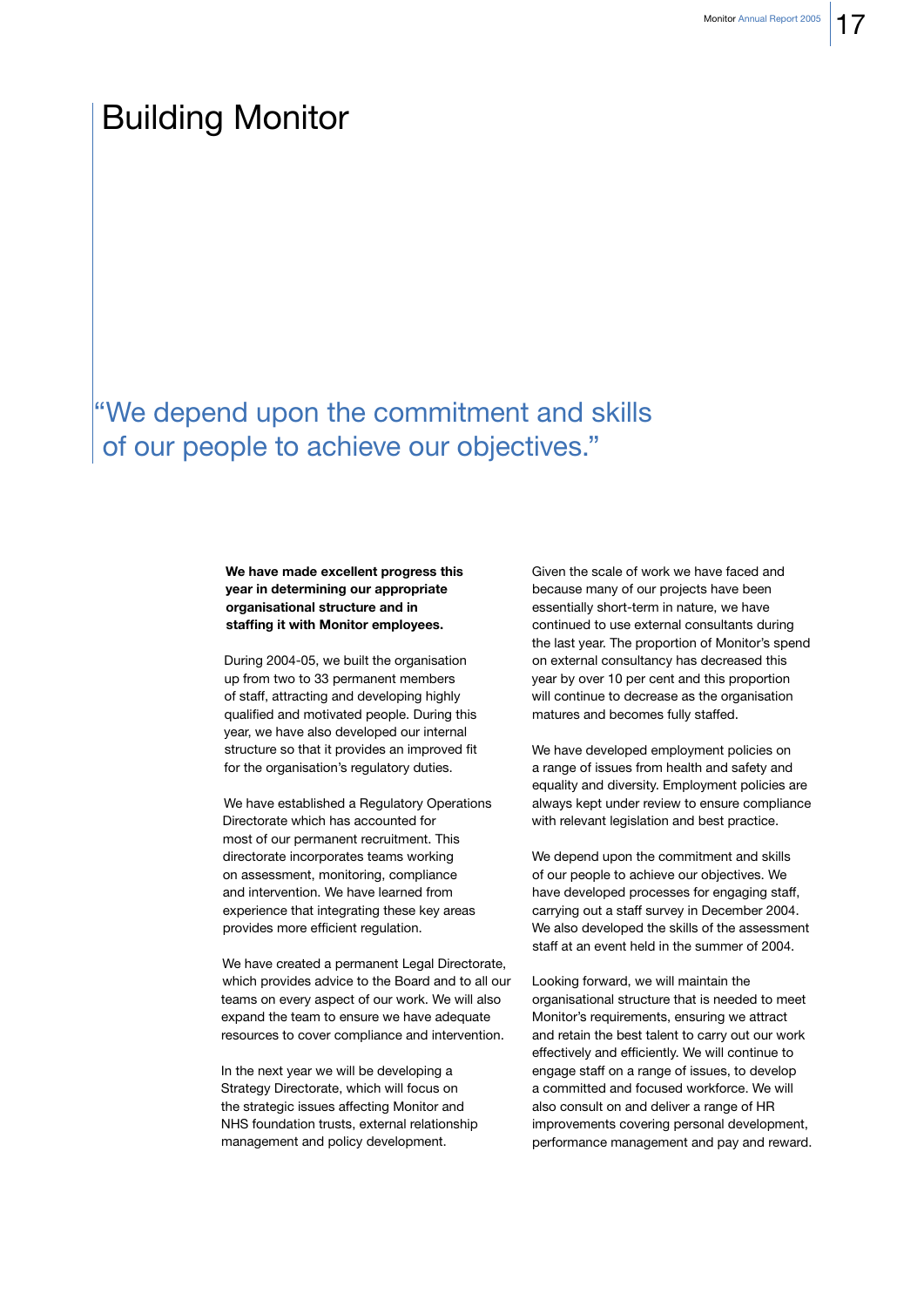# Building Monitor

"We depend upon the commitment and skills of our people to achieve our objectives."

**We have made excellent progress this year in determining our appropriate organisational structure and in staffing it with Monitor employees.**

During 2004-05, we built the organisation up from two to 33 permanent members of staff, attracting and developing highly qualified and motivated people. During this year, we have also developed our internal structure so that it provides an improved fit for the organisation's regulatory duties.

We have established a Regulatory Operations Directorate which has accounted for most of our permanent recruitment. This directorate incorporates teams working on assessment, monitoring, compliance and intervention. We have learned from experience that integrating these key areas provides more efficient regulation.

We have created a permanent Legal Directorate, which provides advice to the Board and to all our teams on every aspect of our work. We will also expand the team to ensure we have adequate resources to cover compliance and intervention.

In the next year we will be developing a Strategy Directorate, which will focus on the strategic issues affecting Monitor and NHS foundation trusts, external relationship management and policy development.

Given the scale of work we have faced and because many of our projects have been essentially short-term in nature, we have continued to use external consultants during the last year. The proportion of Monitor's spend on external consultancy has decreased this year by over 10 per cent and this proportion will continue to decrease as the organisation matures and becomes fully staffed.

We have developed employment policies on a range of issues from health and safety and equality and diversity. Employment policies are always kept under review to ensure compliance with relevant legislation and best practice.

We depend upon the commitment and skills of our people to achieve our objectives. We have developed processes for engaging staff, carrying out a staff survey in December 2004. We also developed the skills of the assessment staff at an event held in the summer of 2004.

Looking forward, we will maintain the organisational structure that is needed to meet Monitor's requirements, ensuring we attract and retain the best talent to carry out our work effectively and efficiently. We will continue to engage staff on a range of issues, to develop a committed and focused workforce. We will also consult on and deliver a range of HR improvements covering personal development, performance management and pay and reward.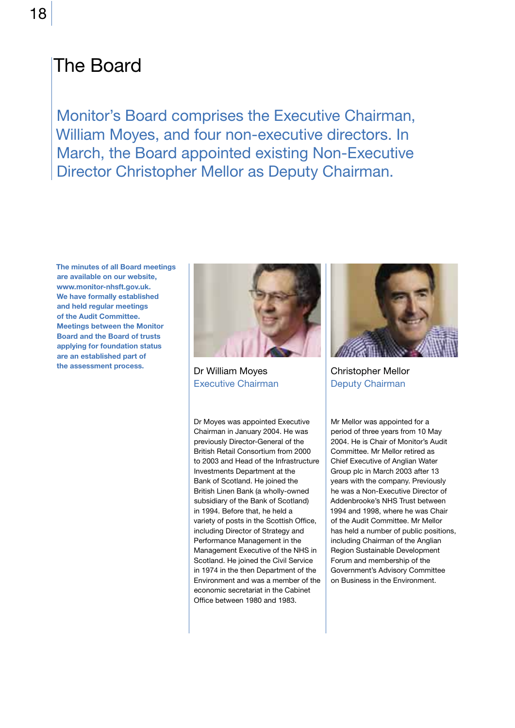# The Board

Monitor's Board comprises the Executive Chairman, William Moyes, and four non-executive directors. In March, the Board appointed existing Non-Executive Director Christopher Mellor as Deputy Chairman.

**The minutes of all Board meetings are available on our website, www.monitor-nhsft.gov.uk. We have formally established and held regular meetings of the Audit Committee. Meetings between the Monitor Board and the Board of trusts applying for foundation status are an established part of the assessment process.**

## Dr William Moyes
### Executive Chairman

Dr Moyes was appointed Executive Chairman in January 2004. He was previously Director-General of the British Retail Consortium from 2000 to 2003 and Head of the Infrastructure Investments Department at the Bank of Scotland. He joined the British Linen Bank (a wholly-owned subsidiary of the Bank of Scotland) in 1994. Before that, he held a variety of posts in the Scottish Office, including Director of Strategy and Performance Management in the Management Executive of the NHS in Scotland. He joined the Civil Service in 1974 in the then Department of the Environment and was a member of the economic secretariat in the Cabinet Office between 1980 and 1983.

## Christopher Mellor
### Deputy Chairman

Mr Mellor was appointed for a period of three years from 10 May 2004. He is Chair of Monitor's Audit Committee. Mr Mellor retired as Chief Executive of Anglian Water Group plc in March 2003 after 13 years with the company. Previously he was a Non-Executive Director of Addenbrooke's NHS Trust between 1994 and 1998, where he was Chair of the Audit Committee. Mr Mellor has held a number of public positions, including Chairman of the Anglian Region Sustainable Development Forum and membership of the Government's Advisory Committee on Business in the Environment.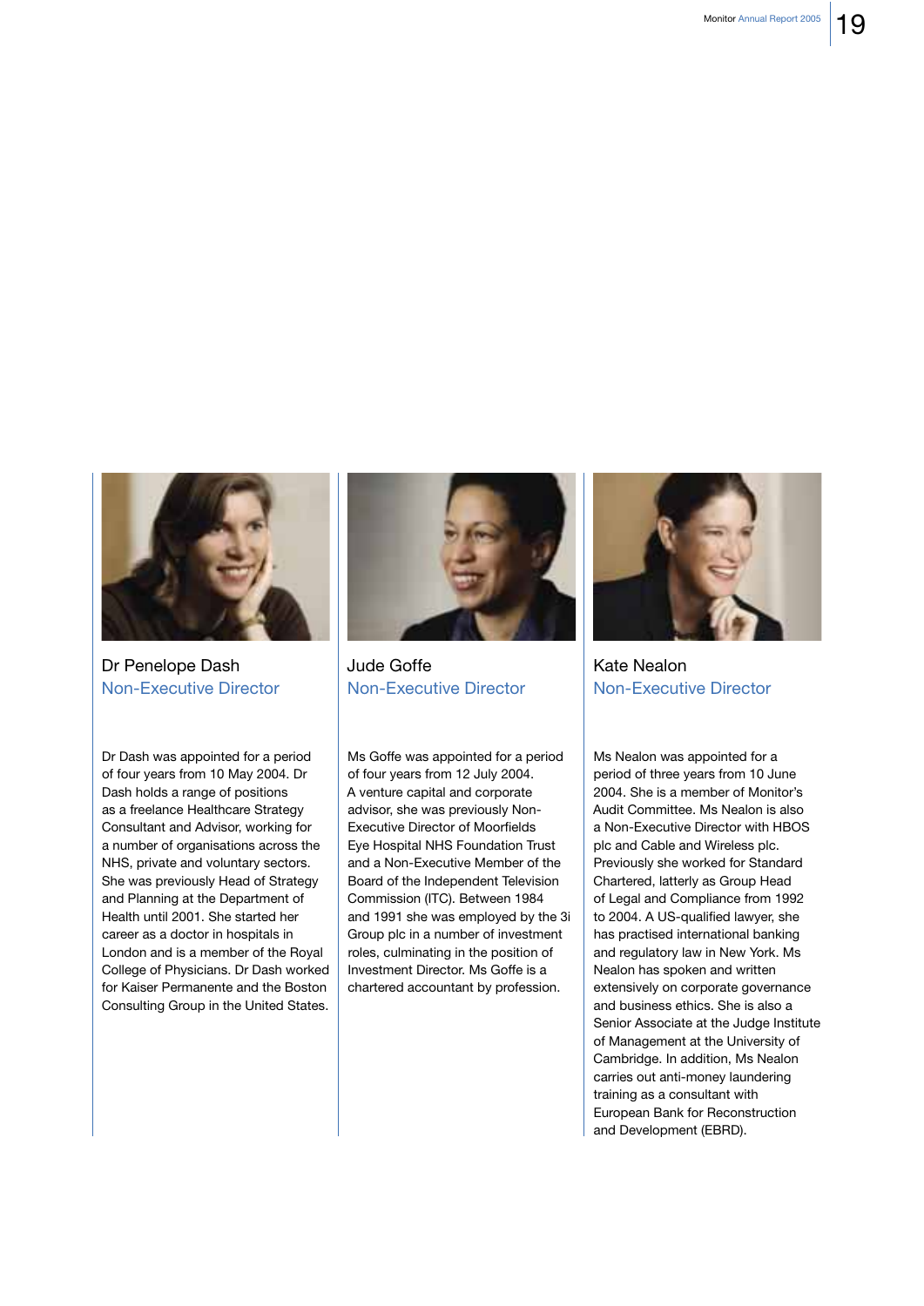## Dr Penelope Dash
### Non-Executive Director

Dr Dash was appointed for a period of four years from 10 May 2004. Dr Dash holds a range of positions as a freelance Healthcare Strategy Consultant and Advisor, working for a number of organisations across the NHS, private and voluntary sectors. She was previously Head of Strategy and Planning at the Department of Health until 2001. She started her career as a doctor in hospitals in London and is a member of the Royal College of Physicians. Dr Dash worked for Kaiser Permanente and the Boston Consulting Group in the United States.

## Jude Goffe
### Non-Executive Director

Ms Goffe was appointed for a period of four years from 12 July 2004. A venture capital and corporate advisor, she was previously Non-Executive Director of Moorfields Eye Hospital NHS Foundation Trust and a Non-Executive Member of the Board of the Independent Television Commission (ITC). Between 1984 and 1991 she was employed by the 3i Group plc in a number of investment roles, culminating in the position of Investment Director. Ms Goffe is a chartered accountant by profession.

## Kate Nealon
### Non-Executive Director

Ms Nealon was appointed for a period of three years from 10 June 2004. She is a member of Monitor's Audit Committee. Ms Nealon is also a Non-Executive Director with HBOS plc and Cable and Wireless plc. Previously she worked for Standard Chartered, latterly as Group Head of Legal and Compliance from 1992 to 2004. A US-qualified lawyer, she has practised international banking and regulatory law in New York. Ms Nealon has spoken and written extensively on corporate governance and business ethics. She is also a Senior Associate at the Judge Institute of Management at the University of Cambridge. In addition, Ms Nealon carries out anti-money laundering training as a consultant with European Bank for Reconstruction and Development (EBRD).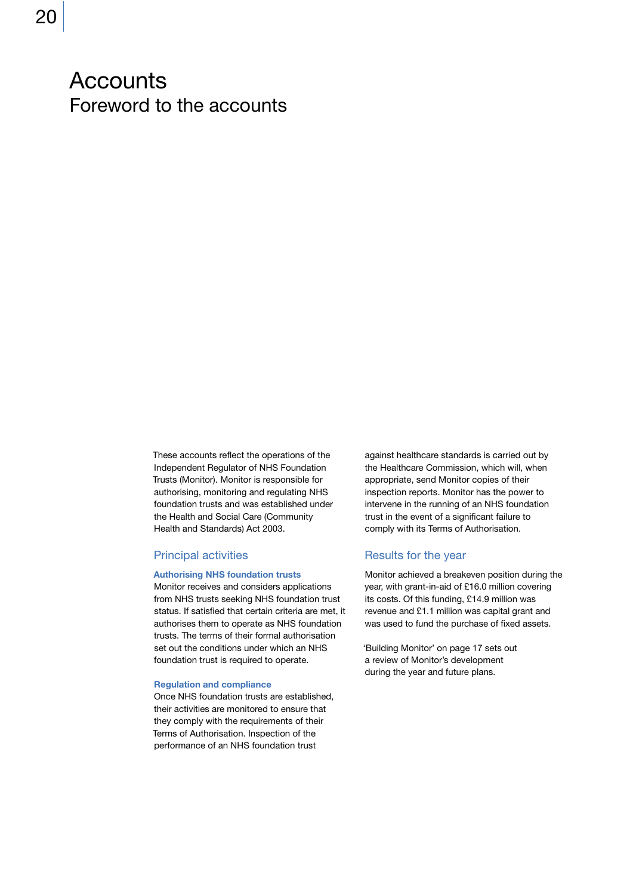# Accounts

## Foreword to the accounts

These accounts reflect the operations of the Independent Regulator of NHS Foundation Trusts (Monitor). Monitor is responsible for authorising, monitoring and regulating NHS foundation trusts and was established under the Health and Social Care (Community Health and Standards) Act 2003.

### Principal activities

**Authorising NHS foundation trusts**

Monitor receives and considers applications from NHS trusts seeking NHS foundation trust status. If satisfied that certain criteria are met, it authorises them to operate as NHS foundation trusts. The terms of their formal authorisation set out the conditions under which an NHS foundation trust is required to operate.

**Regulation and compliance**

Once NHS foundation trusts are established, their activities are monitored to ensure that they comply with the requirements of their Terms of Authorisation. Inspection of the performance of an NHS foundation trust against healthcare standards is carried out by the Healthcare Commission, which will, when appropriate, send Monitor copies of their inspection reports. Monitor has the power to intervene in the running of an NHS foundation trust in the event of a significant failure to comply with its Terms of Authorisation.

### Results for the year

Monitor achieved a breakeven position during the year, with grant-in-aid of £16.0 million covering its costs. Of this funding, £14.9 million was revenue and £1.1 million was capital grant and was used to fund the purchase of fixed assets.

'Building Monitor' on page 17 sets out a review of Monitor's development during the year and future plans.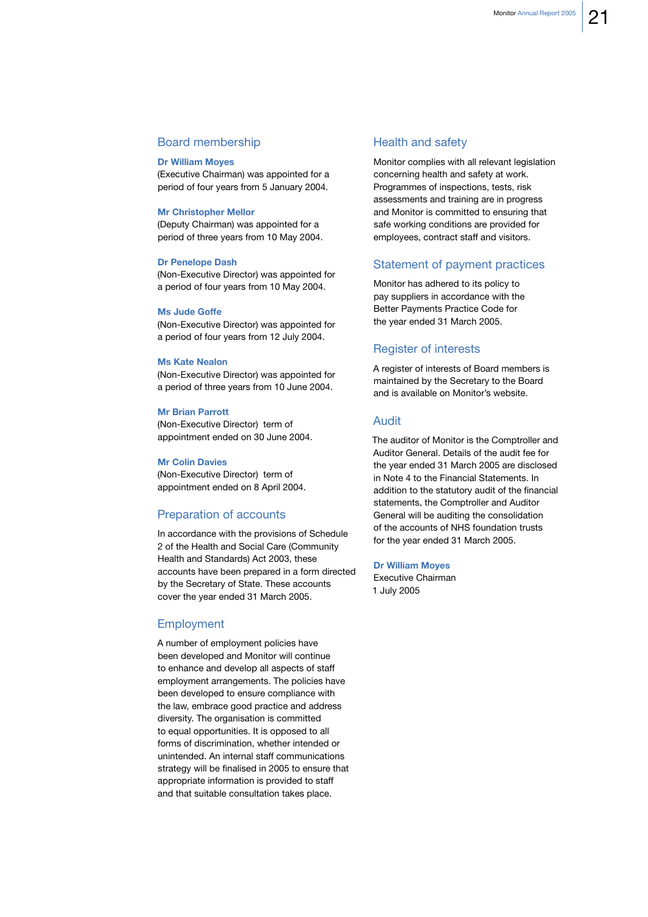## Board membership

**Dr William Moyes**
(Executive Chairman) was appointed for a period of four years from 5 January 2004.

**Mr Christopher Mellor**
(Deputy Chairman) was appointed for a period of three years from 10 May 2004.

**Dr Penelope Dash**
(Non-Executive Director) was appointed for a period of four years from 10 May 2004.

**Ms Jude Goffe**
(Non-Executive Director) was appointed for a period of four years from 12 July 2004.

**Ms Kate Nealon**
(Non-Executive Director) was appointed for a period of three years from 10 June 2004.

**Mr Brian Parrott**
(Non-Executive Director) term of appointment ended on 30 June 2004.

**Mr Colin Davies**
(Non-Executive Director) term of appointment ended on 8 April 2004.

## Preparation of accounts

In accordance with the provisions of Schedule 2 of the Health and Social Care (Community Health and Standards) Act 2003, these accounts have been prepared in a form directed by the Secretary of State. These accounts cover the year ended 31 March 2005.

## Employment

A number of employment policies have been developed and Monitor will continue to enhance and develop all aspects of staff employment arrangements. The policies have been developed to ensure compliance with the law, embrace good practice and address diversity. The organisation is committed to equal opportunities. It is opposed to all forms of discrimination, whether intended or unintended. An internal staff communications strategy will be finalised in 2005 to ensure that appropriate information is provided to staff and that suitable consultation takes place.

## Health and safety

Monitor complies with all relevant legislation concerning health and safety at work. Programmes of inspections, tests, risk assessments and training are in progress and Monitor is committed to ensuring that safe working conditions are provided for employees, contract staff and visitors.

## Statement of payment practices

Monitor has adhered to its policy to pay suppliers in accordance with the Better Payments Practice Code for the year ended 31 March 2005.

## Register of interests

A register of interests of Board members is maintained by the Secretary to the Board and is available on Monitor's website.

## Audit

The auditor of Monitor is the Comptroller and Auditor General. Details of the audit fee for the year ended 31 March 2005 are disclosed in Note 4 to the Financial Statements. In addition to the statutory audit of the financial statements, the Comptroller and Auditor General will be auditing the consolidation of the accounts of NHS foundation trusts for the year ended 31 March 2005.

**Dr William Moyes**
Executive Chairman
1 July 2005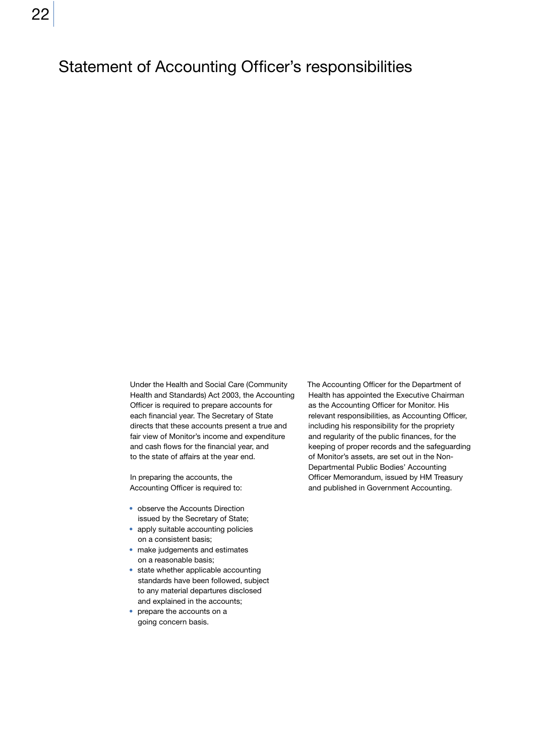# Statement of Accounting Officer's responsibilities

Under the Health and Social Care (Community Health and Standards) Act 2003, the Accounting Officer is required to prepare accounts for each financial year. The Secretary of State directs that these accounts present a true and fair view of Monitor's income and expenditure and cash flows for the financial year, and to the state of affairs at the year end.

In preparing the accounts, the Accounting Officer is required to:

- observe the Accounts Direction issued by the Secretary of State;
- apply suitable accounting policies on a consistent basis;
- make judgements and estimates on a reasonable basis;
- state whether applicable accounting standards have been followed, subject to any material departures disclosed and explained in the accounts;
- prepare the accounts on a going concern basis.

The Accounting Officer for the Department of Health has appointed the Executive Chairman as the Accounting Officer for Monitor. His relevant responsibilities, as Accounting Officer, including his responsibility for the propriety and regularity of the public finances, for the keeping of proper records and the safeguarding of Monitor's assets, are set out in the Non-Departmental Public Bodies' Accounting Officer Memorandum, issued by HM Treasury and published in Government Accounting.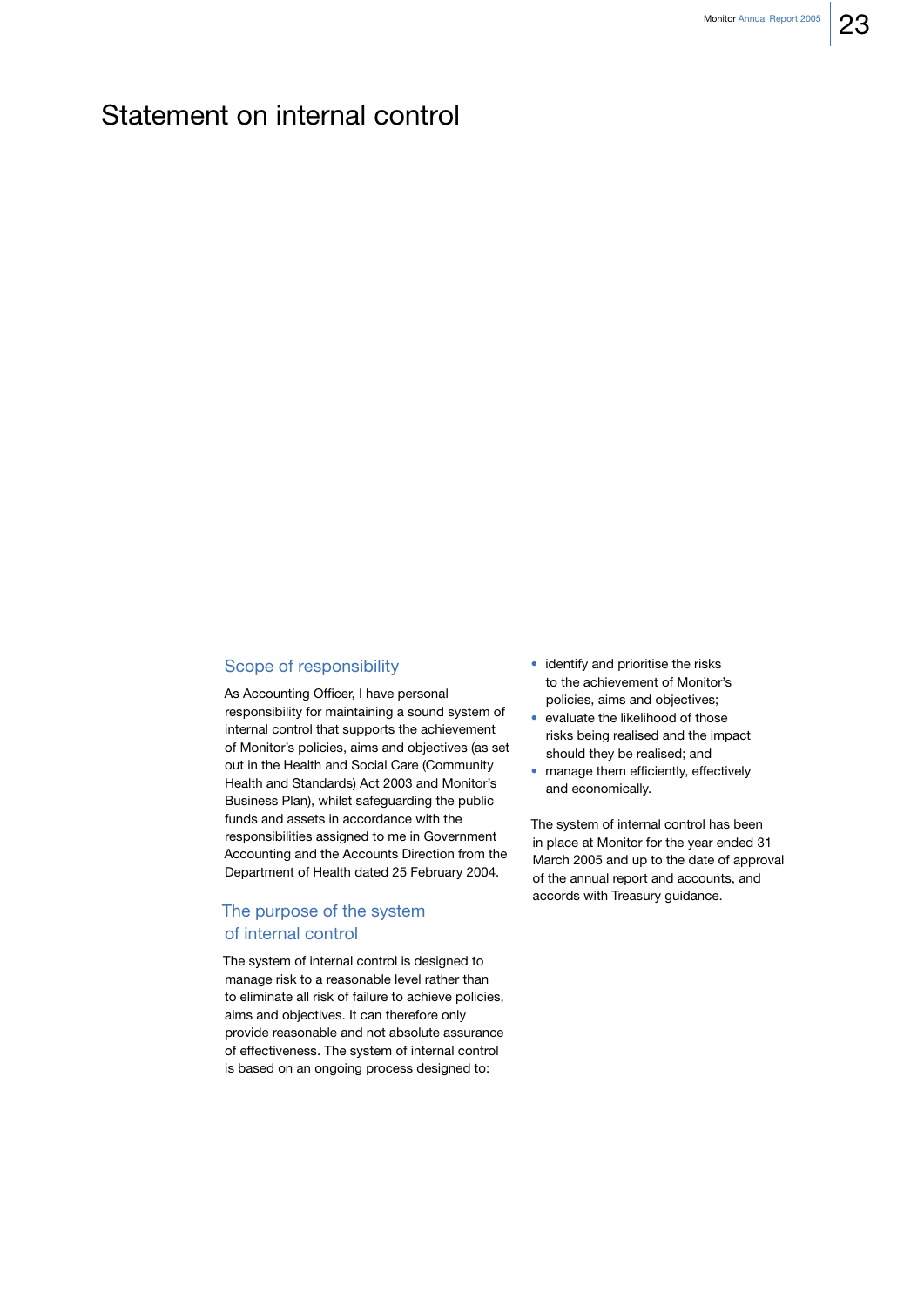# Statement on internal control

## Scope of responsibility

As Accounting Officer, I have personal responsibility for maintaining a sound system of internal control that supports the achievement of Monitor's policies, aims and objectives (as set out in the Health and Social Care (Community Health and Standards) Act 2003 and Monitor's Business Plan), whilst safeguarding the public funds and assets in accordance with the responsibilities assigned to me in Government Accounting and the Accounts Direction from the Department of Health dated 25 February 2004.

## The purpose of the system of internal control

The system of internal control is designed to manage risk to a reasonable level rather than to eliminate all risk of failure to achieve policies, aims and objectives. It can therefore only provide reasonable and not absolute assurance of effectiveness. The system of internal control is based on an ongoing process designed to:

- identify and prioritise the risks to the achievement of Monitor's policies, aims and objectives;
- evaluate the likelihood of those risks being realised and the impact should they be realised; and
- manage them efficiently, effectively and economically.

The system of internal control has been in place at Monitor for the year ended 31 March 2005 and up to the date of approval of the annual report and accounts, and accords with Treasury guidance.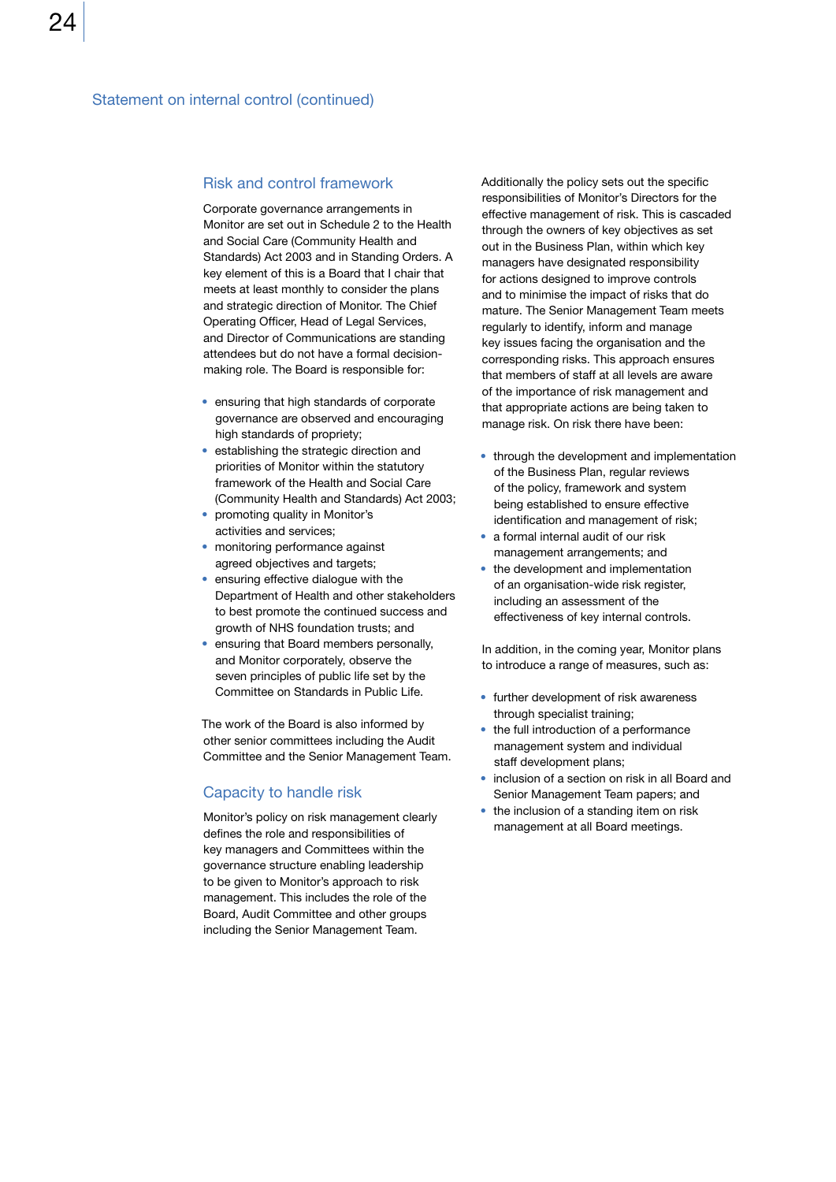## Statement on internal control (continued)

### Risk and control framework

Corporate governance arrangements in Monitor are set out in Schedule 2 to the Health and Social Care (Community Health and Standards) Act 2003 and in Standing Orders. A key element of this is a Board that I chair that meets at least monthly to consider the plans and strategic direction of Monitor. The Chief Operating Officer, Head of Legal Services, and Director of Communications are standing attendees but do not have a formal decision-making role. The Board is responsible for:

- ensuring that high standards of corporate governance are observed and encouraging high standards of propriety;
- establishing the strategic direction and priorities of Monitor within the statutory framework of the Health and Social Care (Community Health and Standards) Act 2003;
- promoting quality in Monitor's activities and services;
- monitoring performance against agreed objectives and targets;
- ensuring effective dialogue with the Department of Health and other stakeholders to best promote the continued success and growth of NHS foundation trusts; and
- ensuring that Board members personally, and Monitor corporately, observe the seven principles of public life set by the Committee on Standards in Public Life.

The work of the Board is also informed by other senior committees including the Audit Committee and the Senior Management Team.

### Capacity to handle risk

Monitor's policy on risk management clearly defines the role and responsibilities of key managers and Committees within the governance structure enabling leadership to be given to Monitor's approach to risk management. This includes the role of the Board, Audit Committee and other groups including the Senior Management Team.

Additionally the policy sets out the specific responsibilities of Monitor's Directors for the effective management of risk. This is cascaded through the owners of key objectives as set out in the Business Plan, within which key managers have designated responsibility for actions designed to improve controls and to minimise the impact of risks that do mature. The Senior Management Team meets regularly to identify, inform and manage key issues facing the organisation and the corresponding risks. This approach ensures that members of staff at all levels are aware of the importance of risk management and that appropriate actions are being taken to manage risk. On risk there have been:

- through the development and implementation of the Business Plan, regular reviews of the policy, framework and system being established to ensure effective identification and management of risk;
- a formal internal audit of our risk management arrangements; and
- the development and implementation of an organisation-wide risk register, including an assessment of the effectiveness of key internal controls.

In addition, in the coming year, Monitor plans to introduce a range of measures, such as:

- further development of risk awareness through specialist training;
- the full introduction of a performance management system and individual staff development plans;
- inclusion of a section on risk in all Board and Senior Management Team papers; and
- the inclusion of a standing item on risk management at all Board meetings.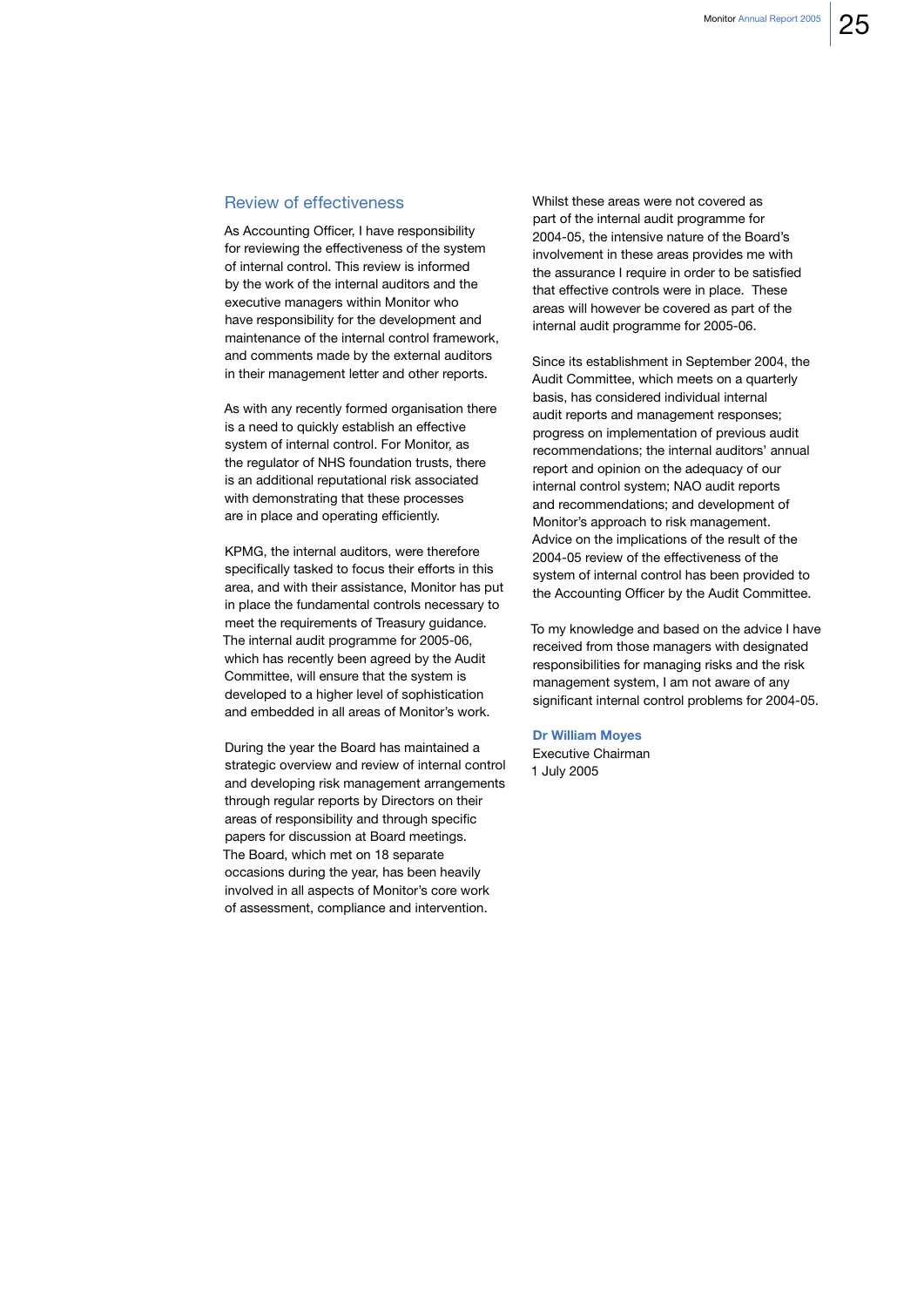## Review of effectiveness

As Accounting Officer, I have responsibility for reviewing the effectiveness of the system of internal control. This review is informed by the work of the internal auditors and the executive managers within Monitor who have responsibility for the development and maintenance of the internal control framework, and comments made by the external auditors in their management letter and other reports.

As with any recently formed organisation there is a need to quickly establish an effective system of internal control. For Monitor, as the regulator of NHS foundation trusts, there is an additional reputational risk associated with demonstrating that these processes are in place and operating efficiently.

KPMG, the internal auditors, were therefore specifically tasked to focus their efforts in this area, and with their assistance, Monitor has put in place the fundamental controls necessary to meet the requirements of Treasury guidance. The internal audit programme for 2005-06, which has recently been agreed by the Audit Committee, will ensure that the system is developed to a higher level of sophistication and embedded in all areas of Monitor's work.

During the year the Board has maintained a strategic overview and review of internal control and developing risk management arrangements through regular reports by Directors on their areas of responsibility and through specific papers for discussion at Board meetings. The Board, which met on 18 separate occasions during the year, has been heavily involved in all aspects of Monitor's core work of assessment, compliance and intervention.

Whilst these areas were not covered as part of the internal audit programme for 2004-05, the intensive nature of the Board's involvement in these areas provides me with the assurance I require in order to be satisfied that effective controls were in place. These areas will however be covered as part of the internal audit programme for 2005-06.

Since its establishment in September 2004, the Audit Committee, which meets on a quarterly basis, has considered individual internal audit reports and management responses; progress on implementation of previous audit recommendations; the internal auditors' annual report and opinion on the adequacy of our internal control system; NAO audit reports and recommendations; and development of Monitor's approach to risk management. Advice on the implications of the result of the 2004-05 review of the effectiveness of the system of internal control has been provided to the Accounting Officer by the Audit Committee.

To my knowledge and based on the advice I have received from those managers with designated responsibilities for managing risks and the risk management system, I am not aware of any significant internal control problems for 2004-05.

**Dr William Moyes**
Executive Chairman
1 July 2005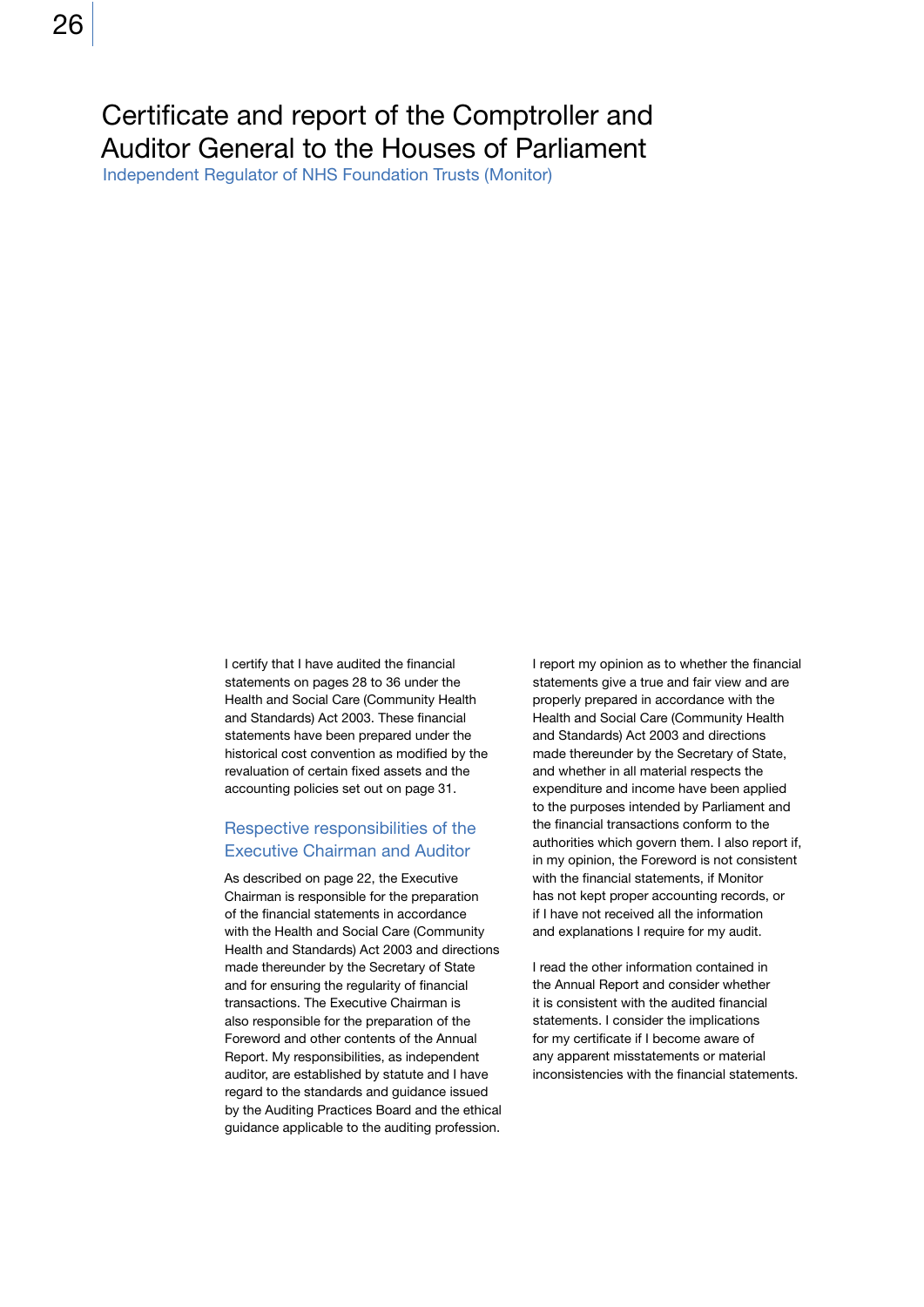# Certificate and report of the Comptroller and Auditor General to the Houses of Parliament

Independent Regulator of NHS Foundation Trusts (Monitor)

I certify that I have audited the financial statements on pages 28 to 36 under the Health and Social Care (Community Health and Standards) Act 2003. These financial statements have been prepared under the historical cost convention as modified by the revaluation of certain fixed assets and the accounting policies set out on page 31.

## Respective responsibilities of the Executive Chairman and Auditor

As described on page 22, the Executive Chairman is responsible for the preparation of the financial statements in accordance with the Health and Social Care (Community Health and Standards) Act 2003 and directions made thereunder by the Secretary of State and for ensuring the regularity of financial transactions. The Executive Chairman is also responsible for the preparation of the Foreword and other contents of the Annual Report. My responsibilities, as independent auditor, are established by statute and I have regard to the standards and guidance issued by the Auditing Practices Board and the ethical guidance applicable to the auditing profession.

I report my opinion as to whether the financial statements give a true and fair view and are properly prepared in accordance with the Health and Social Care (Community Health and Standards) Act 2003 and directions made thereunder by the Secretary of State, and whether in all material respects the expenditure and income have been applied to the purposes intended by Parliament and the financial transactions conform to the authorities which govern them. I also report if, in my opinion, the Foreword is not consistent with the financial statements, if Monitor has not kept proper accounting records, or if I have not received all the information and explanations I require for my audit.

I read the other information contained in the Annual Report and consider whether it is consistent with the audited financial statements. I consider the implications for my certificate if I become aware of any apparent misstatements or material inconsistencies with the financial statements.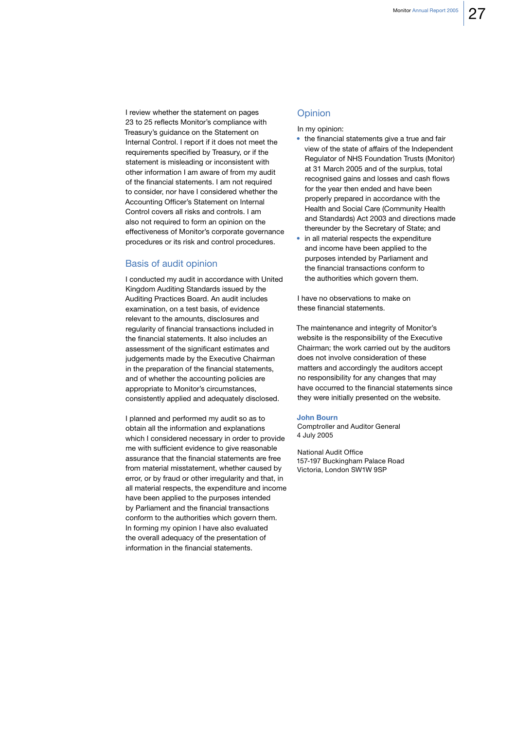I review whether the statement on pages 23 to 25 reflects Monitor's compliance with Treasury's guidance on the Statement on Internal Control. I report if it does not meet the requirements specified by Treasury, or if the statement is misleading or inconsistent with other information I am aware of from my audit of the financial statements. I am not required to consider, nor have I considered whether the Accounting Officer's Statement on Internal Control covers all risks and controls. I am also not required to form an opinion on the effectiveness of Monitor's corporate governance procedures or its risk and control procedures.

## Basis of audit opinion

I conducted my audit in accordance with United Kingdom Auditing Standards issued by the Auditing Practices Board. An audit includes examination, on a test basis, of evidence relevant to the amounts, disclosures and regularity of financial transactions included in the financial statements. It also includes an assessment of the significant estimates and judgements made by the Executive Chairman in the preparation of the financial statements, and of whether the accounting policies are appropriate to Monitor's circumstances, consistently applied and adequately disclosed.

I planned and performed my audit so as to obtain all the information and explanations which I considered necessary in order to provide me with sufficient evidence to give reasonable assurance that the financial statements are free from material misstatement, whether caused by error, or by fraud or other irregularity and that, in all material respects, the expenditure and income have been applied to the purposes intended by Parliament and the financial transactions conform to the authorities which govern them. In forming my opinion I have also evaluated the overall adequacy of the presentation of information in the financial statements.

## Opinion

In my opinion:

- the financial statements give a true and fair view of the state of affairs of the Independent Regulator of NHS Foundation Trusts (Monitor) at 31 March 2005 and of the surplus, total recognised gains and losses and cash flows for the year then ended and have been properly prepared in accordance with the Health and Social Care (Community Health and Standards) Act 2003 and directions made thereunder by the Secretary of State; and
- in all material respects the expenditure and income have been applied to the purposes intended by Parliament and the financial transactions conform to the authorities which govern them.

I have no observations to make on these financial statements.

The maintenance and integrity of Monitor's website is the responsibility of the Executive Chairman; the work carried out by the auditors does not involve consideration of these matters and accordingly the auditors accept no responsibility for any changes that may have occurred to the financial statements since they were initially presented on the website.

**John Bourn**
Comptroller and Auditor General
4 July 2005

National Audit Office
157-197 Buckingham Palace Road
Victoria, London SW1W 9SP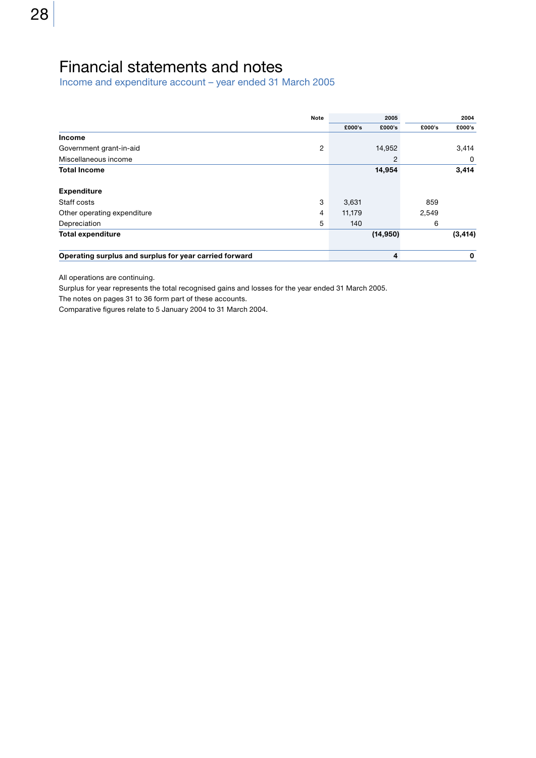# Financial statements and notes

## Income and expenditure account – year ended 31 March 2005

| | Note | 2005 | | 2004 | |
|---|---|---|---|---|---|
| | | £000's | £000's | £000's | £000's |
| **Income** | | | | | |
| Government grant-in-aid | 2 | | 14,952 | | 3,414 |
| Miscellaneous income | | | 2 | | 0 |
| **Total Income** | | | **14,954** | | **3,414** |
| **Expenditure** | | | | | |
| Staff costs | 3 | 3,631 | | 859 | |
| Other operating expenditure | 4 | 11,179 | | 2,549 | |
| Depreciation | 5 | 140 | | 6 | |
| **Total expenditure** | | | **(14,950)** | | **(3,414)** |
| **Operating surplus and surplus for year carried forward** | | | **4** | | **0** |

All operations are continuing.

Surplus for year represents the total recognised gains and losses for the year ended 31 March 2005.

The notes on pages 31 to 36 form part of these accounts.

Comparative figures relate to 5 January 2004 to 31 March 2004.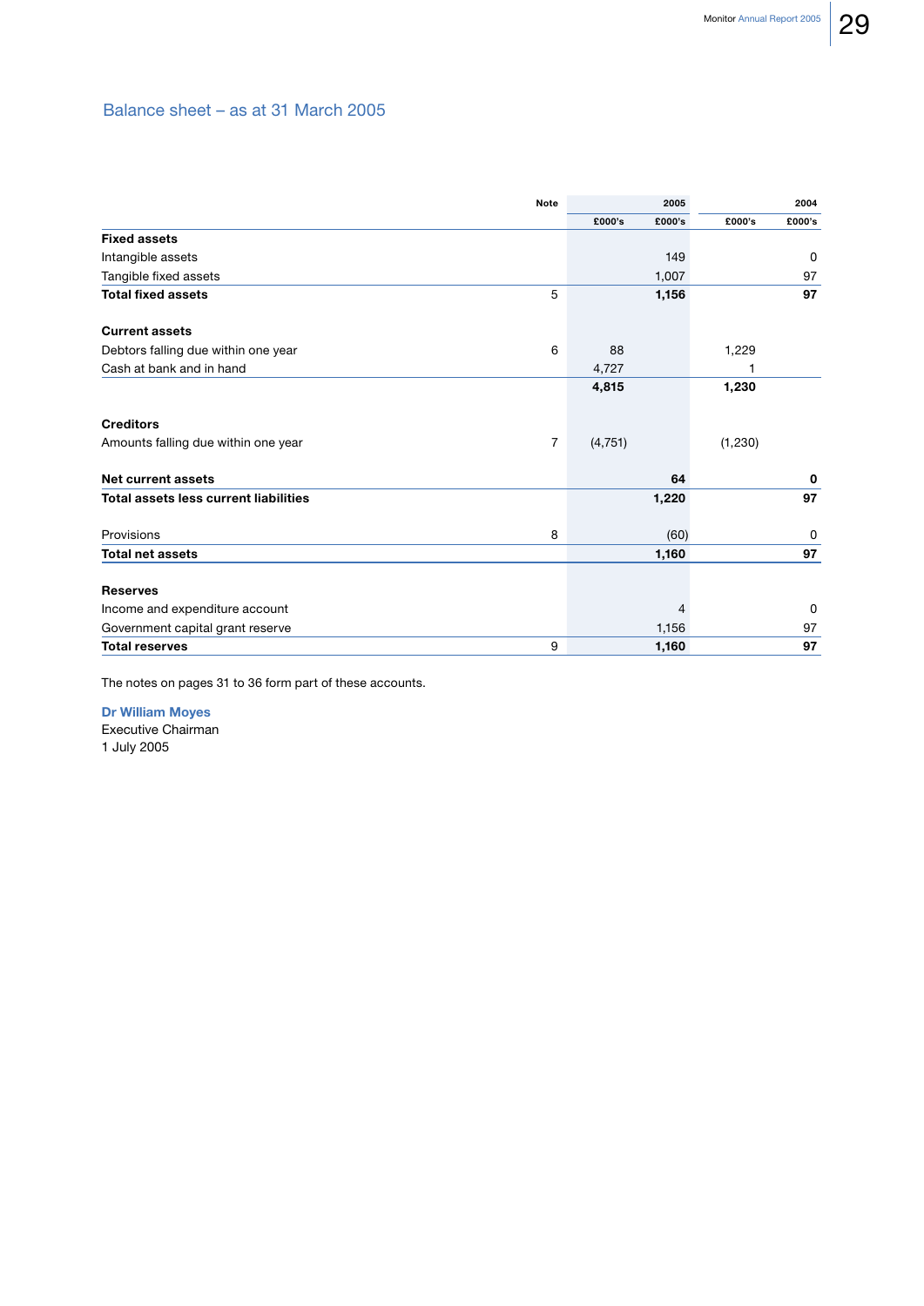## Balance sheet – as at 31 March 2005

| | Note | 2005 | | 2004 | |
|---|---|---|---|---|---|
| | | £000's | £000's | £000's | £000's |
| **Fixed assets** | | | | | |
| Intangible assets | | | 149 | | 0 |
| Tangible fixed assets | | | 1,007 | | 97 |
| **Total fixed assets** | 5 | | **1,156** | | **97** |
| | | | | | |
| **Current assets** | | | | | |
| Debtors falling due within one year | 6 | 88 | | 1,229 | |
| Cash at bank and in hand | | 4,727 | | 1 | |
| | | **4,815** | | **1,230** | |
| | | | | | |
| **Creditors** | | | | | |
| Amounts falling due within one year | 7 | (4,751) | | (1,230) | |
| | | | | | |
| **Net current assets** | | | **64** | | **0** |
| **Total assets less current liabilities** | | | **1,220** | | **97** |
| | | | | | |
| Provisions | 8 | | (60) | | 0 |
| **Total net assets** | | | **1,160** | | **97** |
| | | | | | |
| **Reserves** | | | | | |
| Income and expenditure account | | | 4 | | 0 |
| Government capital grant reserve | | | 1,156 | | 97 |
| **Total reserves** | 9 | | **1,160** | | **97** |

The notes on pages 31 to 36 form part of these accounts.

**Dr William Moyes**
Executive Chairman
1 July 2005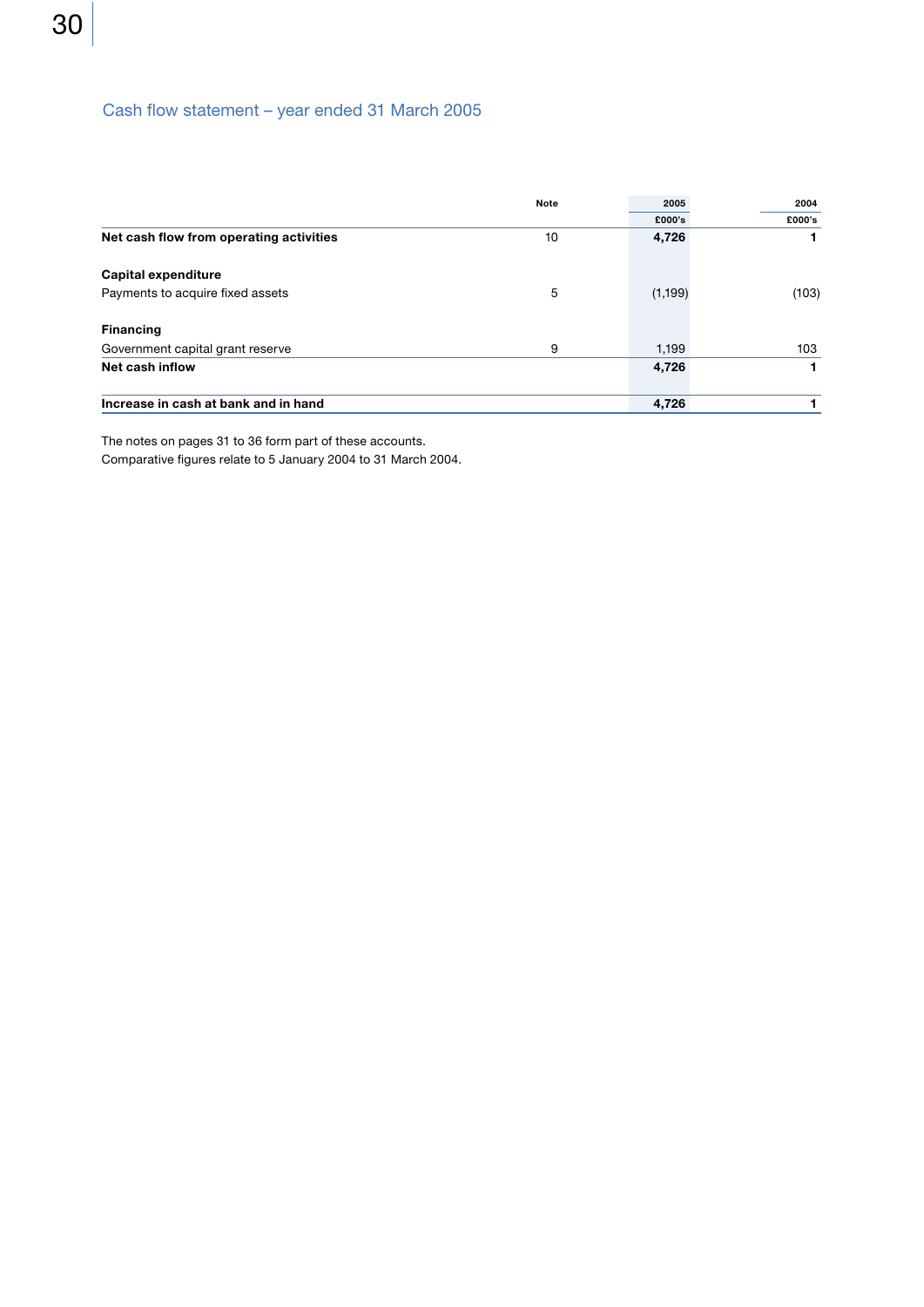## Cash flow statement – year ended 31 March 2005

| | Note | 2005<br>£000's | 2004<br>£000's |
|---|---|---|---|
| **Net cash flow from operating activities** | 10 | **4,726** | **1** |
| | | | |
| **Capital expenditure** | | | |
| Payments to acquire fixed assets | 5 | (1,199) | (103) |
| | | | |
| **Financing** | | | |
| Government capital grant reserve | 9 | 1,199 | 103 |
| **Net cash inflow** | | **4,726** | **1** |
| | | | |
| **Increase in cash at bank and in hand** | | **4,726** | **1** |

The notes on pages 31 to 36 form part of these accounts.
Comparative figures relate to 5 January 2004 to 31 March 2004.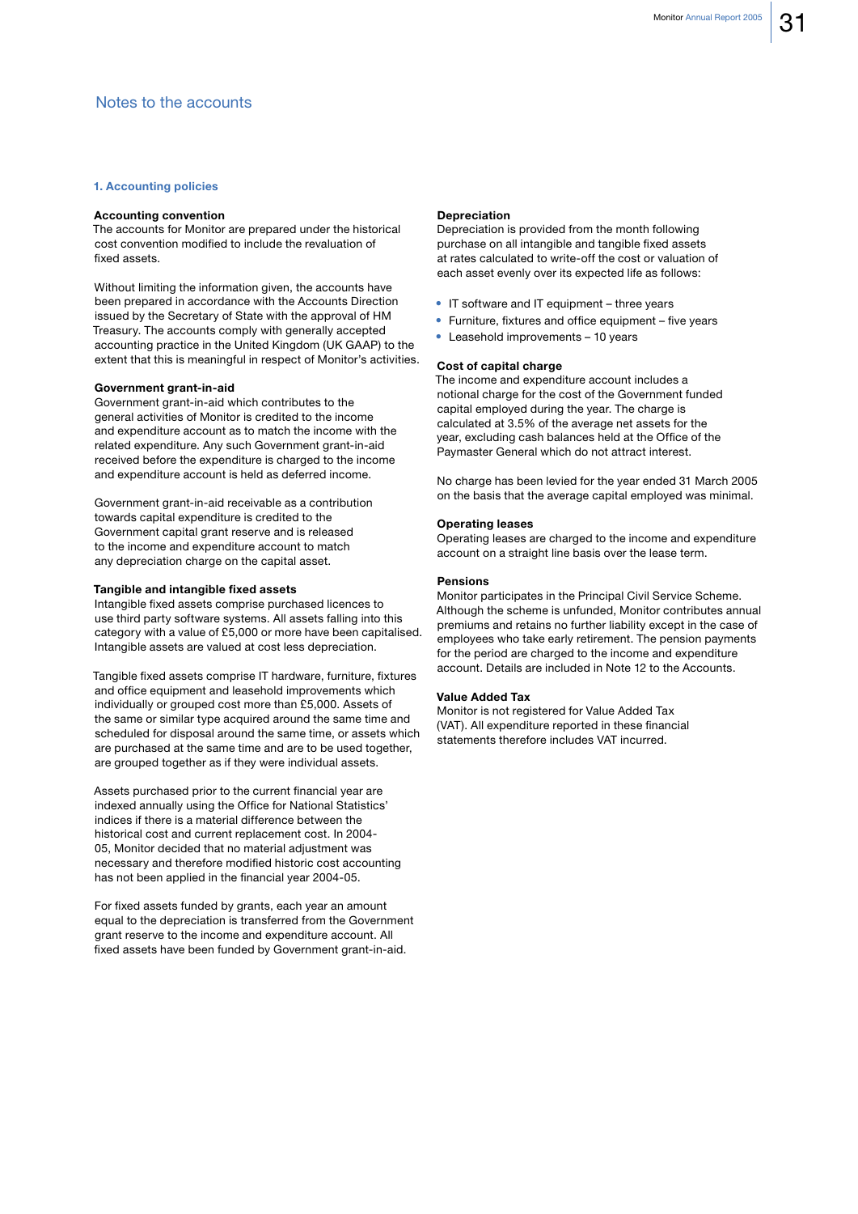# Notes to the accounts

## 1. Accounting policies

### Accounting convention

The accounts for Monitor are prepared under the historical cost convention modified to include the revaluation of fixed assets.

Without limiting the information given, the accounts have been prepared in accordance with the Accounts Direction issued by the Secretary of State with the approval of HM Treasury. The accounts comply with generally accepted accounting practice in the United Kingdom (UK GAAP) to the extent that this is meaningful in respect of Monitor's activities.

### Government grant-in-aid

Government grant-in-aid which contributes to the general activities of Monitor is credited to the income and expenditure account as to match the income with the related expenditure. Any such Government grant-in-aid received before the expenditure is charged to the income and expenditure account is held as deferred income.

Government grant-in-aid receivable as a contribution towards capital expenditure is credited to the Government capital grant reserve and is released to the income and expenditure account to match any depreciation charge on the capital asset.

### Tangible and intangible fixed assets

Intangible fixed assets comprise purchased licences to use third party software systems. All assets falling into this category with a value of £5,000 or more have been capitalised. Intangible assets are valued at cost less depreciation.

Tangible fixed assets comprise IT hardware, furniture, fixtures and office equipment and leasehold improvements which individually or grouped cost more than £5,000. Assets of the same or similar type acquired around the same time and scheduled for disposal around the same time, or assets which are purchased at the same time and are to be used together, are grouped together as if they were individual assets.

Assets purchased prior to the current financial year are indexed annually using the Office for National Statistics' indices if there is a material difference between the historical cost and current replacement cost. In 2004-05, Monitor decided that no material adjustment was necessary and therefore modified historic cost accounting has not been applied in the financial year 2004-05.

For fixed assets funded by grants, each year an amount equal to the depreciation is transferred from the Government grant reserve to the income and expenditure account. All fixed assets have been funded by Government grant-in-aid.

### Depreciation

Depreciation is provided from the month following purchase on all intangible and tangible fixed assets at rates calculated to write-off the cost or valuation of each asset evenly over its expected life as follows:

- IT software and IT equipment – three years
- Furniture, fixtures and office equipment – five years
- Leasehold improvements – 10 years

### Cost of capital charge

The income and expenditure account includes a notional charge for the cost of the Government funded capital employed during the year. The charge is calculated at 3.5% of the average net assets for the year, excluding cash balances held at the Office of the Paymaster General which do not attract interest.

No charge has been levied for the year ended 31 March 2005 on the basis that the average capital employed was minimal.

### Operating leases

Operating leases are charged to the income and expenditure account on a straight line basis over the lease term.

### Pensions

Monitor participates in the Principal Civil Service Scheme. Although the scheme is unfunded, Monitor contributes annual premiums and retains no further liability except in the case of employees who take early retirement. The pension payments for the period are charged to the income and expenditure account. Details are included in Note 12 to the Accounts.

### Value Added Tax

Monitor is not registered for Value Added Tax (VAT). All expenditure reported in these financial statements therefore includes VAT incurred.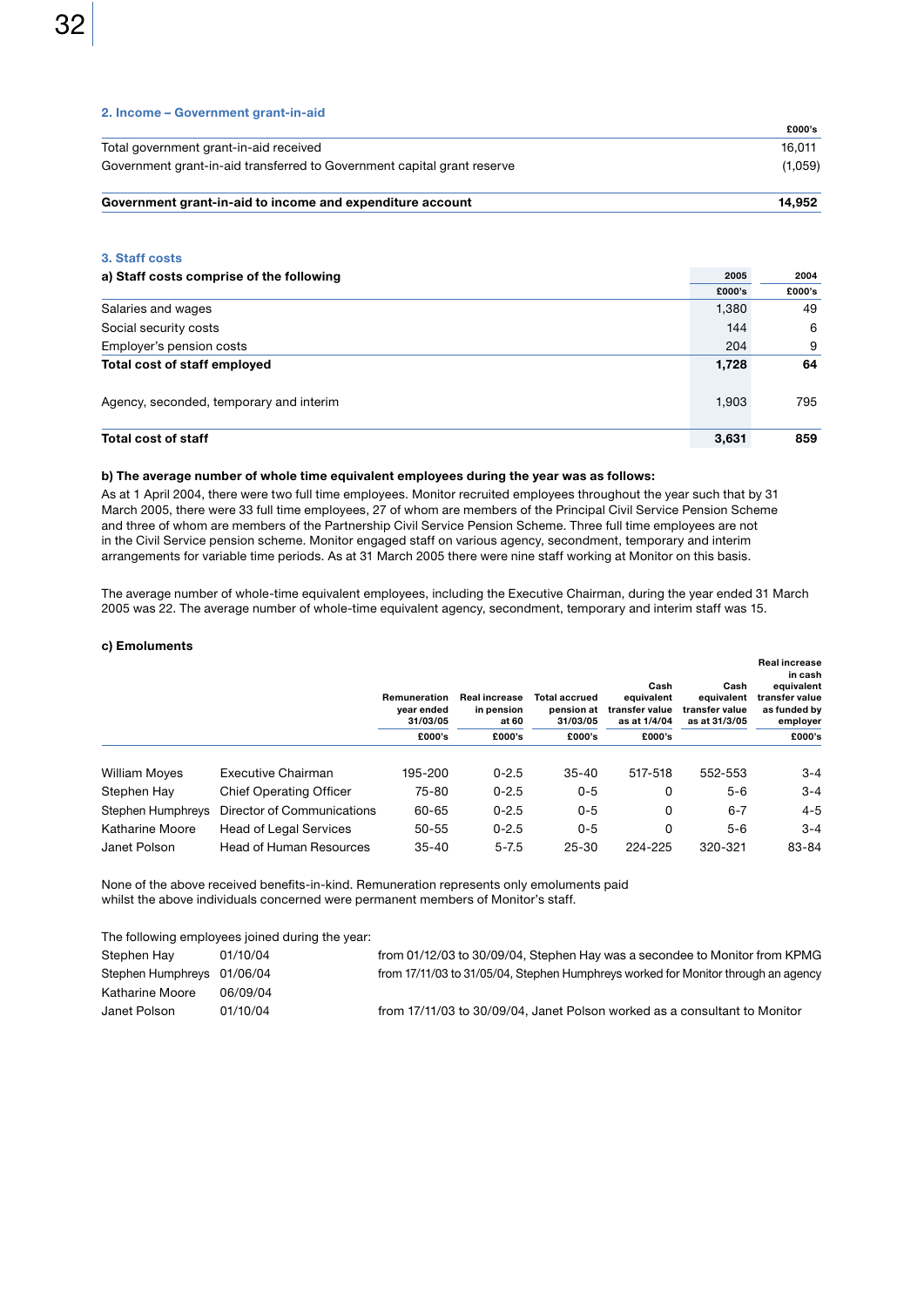## 2. Income – Government grant-in-aid

| | £000's |
|---|---|
| Total government grant-in-aid received | 16,011 |
| Government grant-in-aid transferred to Government capital grant reserve | (1,059) |
| **Government grant-in-aid to income and expenditure account** | **14,952** |

## 3. Staff costs

**a) Staff costs comprise of the following**

| | 2005 | 2004 |
|---|---|---|
| | £000's | £000's |
| Salaries and wages | 1,380 | 49 |
| Social security costs | 144 | 6 |
| Employer's pension costs | 204 | 9 |
| **Total cost of staff employed** | **1,728** | **64** |
| Agency, seconded, temporary and interim | 1,903 | 795 |
| **Total cost of staff** | **3,631** | **859** |

**b) The average number of whole time equivalent employees during the year was as follows:**

As at 1 April 2004, there were two full time employees. Monitor recruited employees throughout the year such that by 31 March 2005, there were 33 full time employees, 27 of whom are members of the Principal Civil Service Pension Scheme and three of whom are members of the Partnership Civil Service Pension Scheme. Three full time employees are not in the Civil Service pension scheme. Monitor engaged staff on various agency, secondment, temporary and interim arrangements for variable time periods. As at 31 March 2005 there were nine staff working at Monitor on this basis.

The average number of whole-time equivalent employees, including the Executive Chairman, during the year ended 31 March 2005 was 22. The average number of whole-time equivalent agency, secondment, temporary and interim staff was 15.

**c) Emoluments**

| | | Remuneration year ended 31/03/05 | Real increase in pension at 60 | Total accrued pension at 31/03/05 | Cash equivalent transfer value as at 1/4/04 | Cash equivalent transfer value as at 31/3/05 | Real increase in cash equivalent transfer value as funded by employer |
|---|---|---|---|---|---|---|---|
| | | £000's | £000's | £000's | £000's | | £000's |
| William Moyes | Executive Chairman | 195-200 | 0-2.5 | 35-40 | 517-518 | 552-553 | 3-4 |
| Stephen Hay | Chief Operating Officer | 75-80 | 0-2.5 | 0-5 | 0 | 5-6 | 3-4 |
| Stephen Humphreys | Director of Communications | 60-65 | 0-2.5 | 0-5 | 0 | 6-7 | 4-5 |
| Katharine Moore | Head of Legal Services | 50-55 | 0-2.5 | 0-5 | 0 | 5-6 | 3-4 |
| Janet Polson | Head of Human Resources | 35-40 | 5-7.5 | 25-30 | 224-225 | 320-321 | 83-84 |

None of the above received benefits-in-kind. Remuneration represents only emoluments paid whilst the above individuals concerned were permanent members of Monitor's staff.

The following employees joined during the year:

| | | |
|---|---|---|
| Stephen Hay | 01/10/04 | from 01/12/03 to 30/09/04, Stephen Hay was a secondee to Monitor from KPMG |
| Stephen Humphreys | 01/06/04 | from 17/11/03 to 31/05/04, Stephen Humphreys worked for Monitor through an agency |
| Katharine Moore | 06/09/04 | |
| Janet Polson | 01/10/04 | from 17/11/03 to 30/09/04, Janet Polson worked as a consultant to Monitor |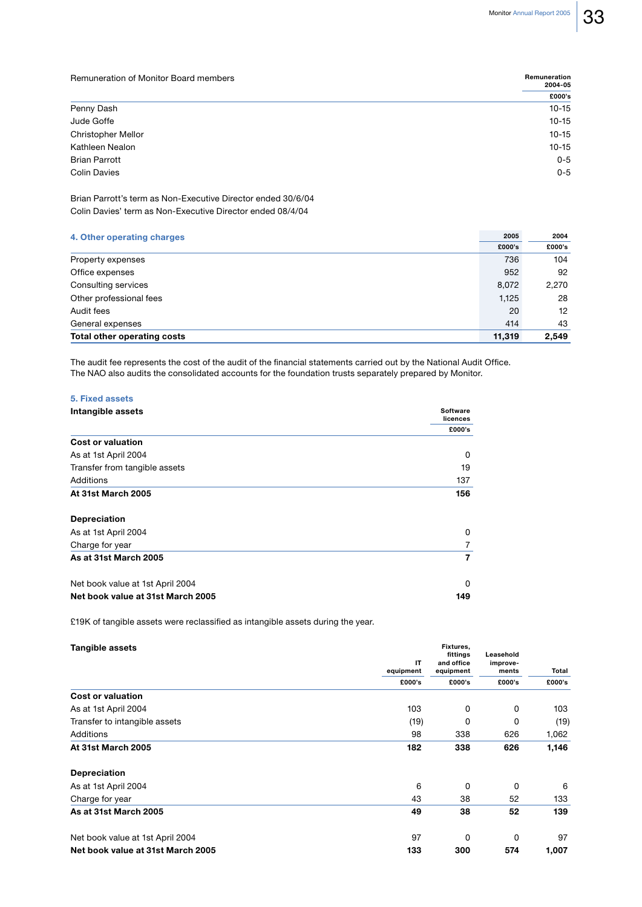| Remuneration of Monitor Board members | Remuneration 2004-05 |
|---|---|
| | £000's |
| Penny Dash | 10-15 |
| Jude Goffe | 10-15 |
| Christopher Mellor | 10-15 |
| Kathleen Nealon | 10-15 |
| Brian Parrott | 0-5 |
| Colin Davies | 0-5 |

Brian Parrott's term as Non-Executive Director ended 30/6/04
Colin Davies' term as Non-Executive Director ended 08/4/04

## 4. Other operating charges

| | 2005 | 2004 |
|---|---|---|
| | £000's | £000's |
| Property expenses | 736 | 104 |
| Office expenses | 952 | 92 |
| Consulting services | 8,072 | 2,270 |
| Other professional fees | 1,125 | 28 |
| Audit fees | 20 | 12 |
| General expenses | 414 | 43 |
| **Total other operating costs** | **11,319** | **2,549** |

The audit fee represents the cost of the audit of the financial statements carried out by the National Audit Office. The NAO also audits the consolidated accounts for the foundation trusts separately prepared by Monitor.

## 5. Fixed assets

| Intangible assets | Software licences |
|---|---|
| | £000's |
| **Cost or valuation** | |
| As at 1st April 2004 | 0 |
| Transfer from tangible assets | 19 |
| Additions | 137 |
| **At 31st March 2005** | **156** |
| | |
| **Depreciation** | |
| As at 1st April 2004 | 0 |
| Charge for year | 7 |
| **As at 31st March 2005** | **7** |
| | |
| Net book value at 1st April 2004 | 0 |
| **Net book value at 31st March 2005** | **149** |

£19K of tangible assets were reclassified as intangible assets during the year.

| Tangible assets | IT equipment | Fixtures, fittings and office equipment | Leasehold improvements | Total |
|---|---|---|---|---|
| | £000's | £000's | £000's | £000's |
| **Cost or valuation** | | | | |
| As at 1st April 2004 | 103 | 0 | 0 | 103 |
| Transfer to intangible assets | (19) | 0 | 0 | (19) |
| Additions | 98 | 338 | 626 | 1,062 |
| **At 31st March 2005** | **182** | **338** | **626** | **1,146** |
| | | | | |
| **Depreciation** | | | | |
| As at 1st April 2004 | 6 | 0 | 0 | 6 |
| Charge for year | 43 | 38 | 52 | 133 |
| **As at 31st March 2005** | **49** | **38** | **52** | **139** |
| | | | | |
| Net book value at 1st April 2004 | 97 | 0 | 0 | 97 |
| **Net book value at 31st March 2005** | **133** | **300** | **574** | **1,007** |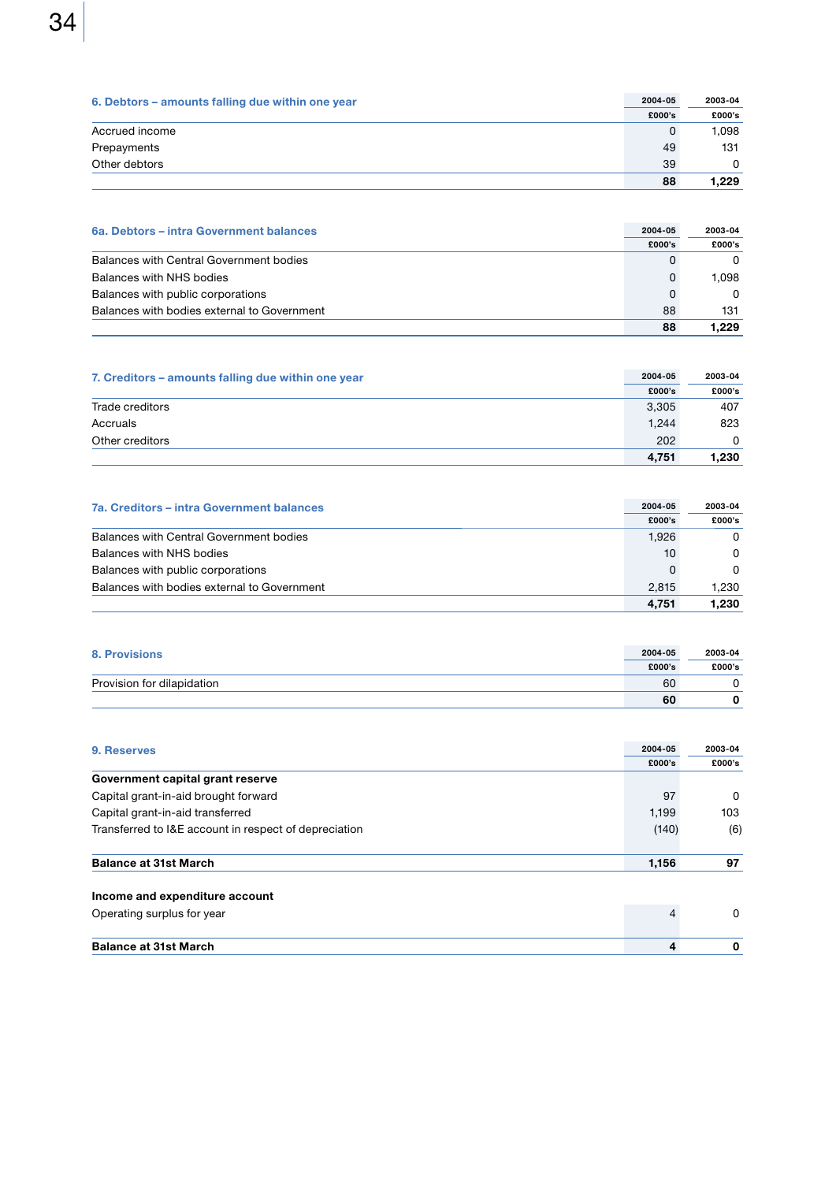## 6. Debtors – amounts falling due within one year

| | 2004-05<br>£000's | 2003-04<br>£000's |
|---|---|---|
| Accrued income | 0 | 1,098 |
| Prepayments | 49 | 131 |
| Other debtors | 39 | 0 |
| | **88** | **1,229** |

## 6a. Debtors – intra Government balances

| | 2004-05<br>£000's | 2003-04<br>£000's |
|---|---|---|
| Balances with Central Government bodies | 0 | 0 |
| Balances with NHS bodies | 0 | 1,098 |
| Balances with public corporations | 0 | 0 |
| Balances with bodies external to Government | 88 | 131 |
| | **88** | **1,229** |

## 7. Creditors – amounts falling due within one year

| | 2004-05<br>£000's | 2003-04<br>£000's |
|---|---|---|
| Trade creditors | 3,305 | 407 |
| Accruals | 1,244 | 823 |
| Other creditors | 202 | 0 |
| | **4,751** | **1,230** |

## 7a. Creditors – intra Government balances

| | 2004-05<br>£000's | 2003-04<br>£000's |
|---|---|---|
| Balances with Central Government bodies | 1,926 | 0 |
| Balances with NHS bodies | 10 | 0 |
| Balances with public corporations | 0 | 0 |
| Balances with bodies external to Government | 2,815 | 1,230 |
| | **4,751** | **1,230** |

## 8. Provisions

| | 2004-05<br>£000's | 2003-04<br>£000's |
|---|---|---|
| Provision for dilapidation | 60 | 0 |
| | **60** | **0** |

## 9. Reserves

| | 2004-05<br>£000's | 2003-04<br>£000's |
|---|---|---|
| **Government capital grant reserve** | | |
| Capital grant-in-aid brought forward | 97 | 0 |
| Capital grant-in-aid transferred | 1,199 | 103 |
| Transferred to I&E account in respect of depreciation | (140) | (6) |
| **Balance at 31st March** | **1,156** | **97** |
| **Income and expenditure account** | | |
| Operating surplus for year | 4 | 0 |
| **Balance at 31st March** | **4** | **0** |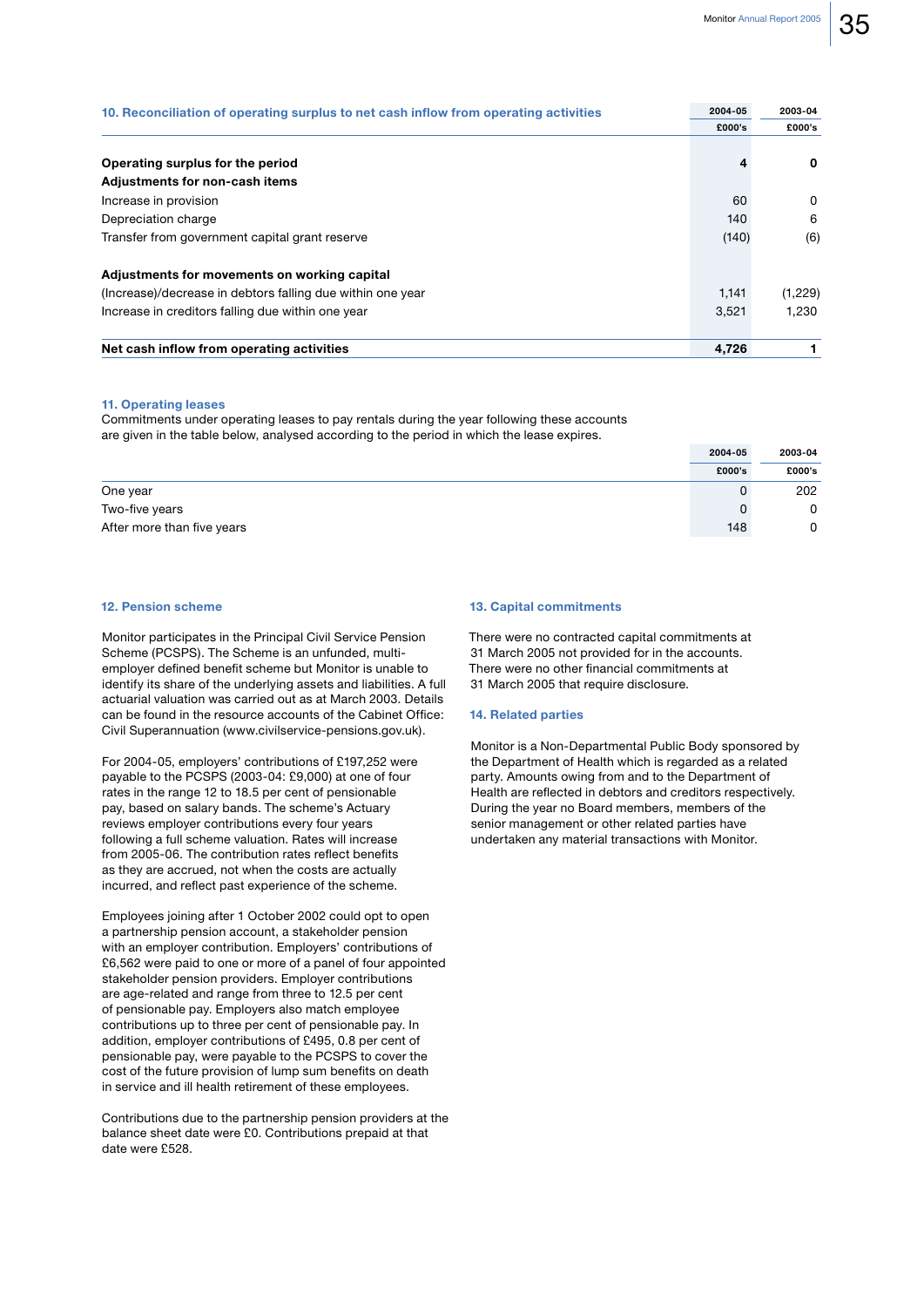## 10. Reconciliation of operating surplus to net cash inflow from operating activities

| | 2004-05<br>£000's | 2003-04<br>£000's |
|---|---|---|
| **Operating surplus for the period** | **4** | **0** |
| **Adjustments for non-cash items** | | |
| Increase in provision | 60 | 0 |
| Depreciation charge | 140 | 6 |
| Transfer from government capital grant reserve | (140) | (6) |
| **Adjustments for movements on working capital** | | |
| (Increase)/decrease in debtors falling due within one year | 1,141 | (1,229) |
| Increase in creditors falling due within one year | 3,521 | 1,230 |
| **Net cash inflow from operating activities** | **4,726** | **1** |

## 11. Operating leases

Commitments under operating leases to pay rentals during the year following these accounts are given in the table below, analysed according to the period in which the lease expires.

| | 2004-05<br>£000's | 2003-04<br>£000's |
|---|---|---|
| One year | 0 | 202 |
| Two-five years | 0 | 0 |
| After more than five years | 148 | 0 |

## 12. Pension scheme

Monitor participates in the Principal Civil Service Pension Scheme (PCSPS). The Scheme is an unfunded, multi-employer defined benefit scheme but Monitor is unable to identify its share of the underlying assets and liabilities. A full actuarial valuation was carried out as at March 2003. Details can be found in the resource accounts of the Cabinet Office: Civil Superannuation (www.civilservice-pensions.gov.uk).

For 2004-05, employers' contributions of £197,252 were payable to the PCSPS (2003-04: £9,000) at one of four rates in the range 12 to 18.5 per cent of pensionable pay, based on salary bands. The scheme's Actuary reviews employer contributions every four years following a full scheme valuation. Rates will increase from 2005-06. The contribution rates reflect benefits as they are accrued, not when the costs are actually incurred, and reflect past experience of the scheme.

Employees joining after 1 October 2002 could opt to open a partnership pension account, a stakeholder pension with an employer contribution. Employers' contributions of £6,562 were paid to one or more of a panel of four appointed stakeholder pension providers. Employer contributions are age-related and range from three to 12.5 per cent of pensionable pay. Employers also match employee contributions up to three per cent of pensionable pay. In addition, employer contributions of £495, 0.8 per cent of pensionable pay, were payable to the PCSPS to cover the cost of the future provision of lump sum benefits on death in service and ill health retirement of these employees.

Contributions due to the partnership pension providers at the balance sheet date were £0. Contributions prepaid at that date were £528.

## 13. Capital commitments

There were no contracted capital commitments at 31 March 2005 not provided for in the accounts. There were no other financial commitments at 31 March 2005 that require disclosure.

## 14. Related parties

Monitor is a Non-Departmental Public Body sponsored by the Department of Health which is regarded as a related party. Amounts owing from and to the Department of Health are reflected in debtors and creditors respectively. During the year no Board members, members of the senior management or other related parties have undertaken any material transactions with Monitor.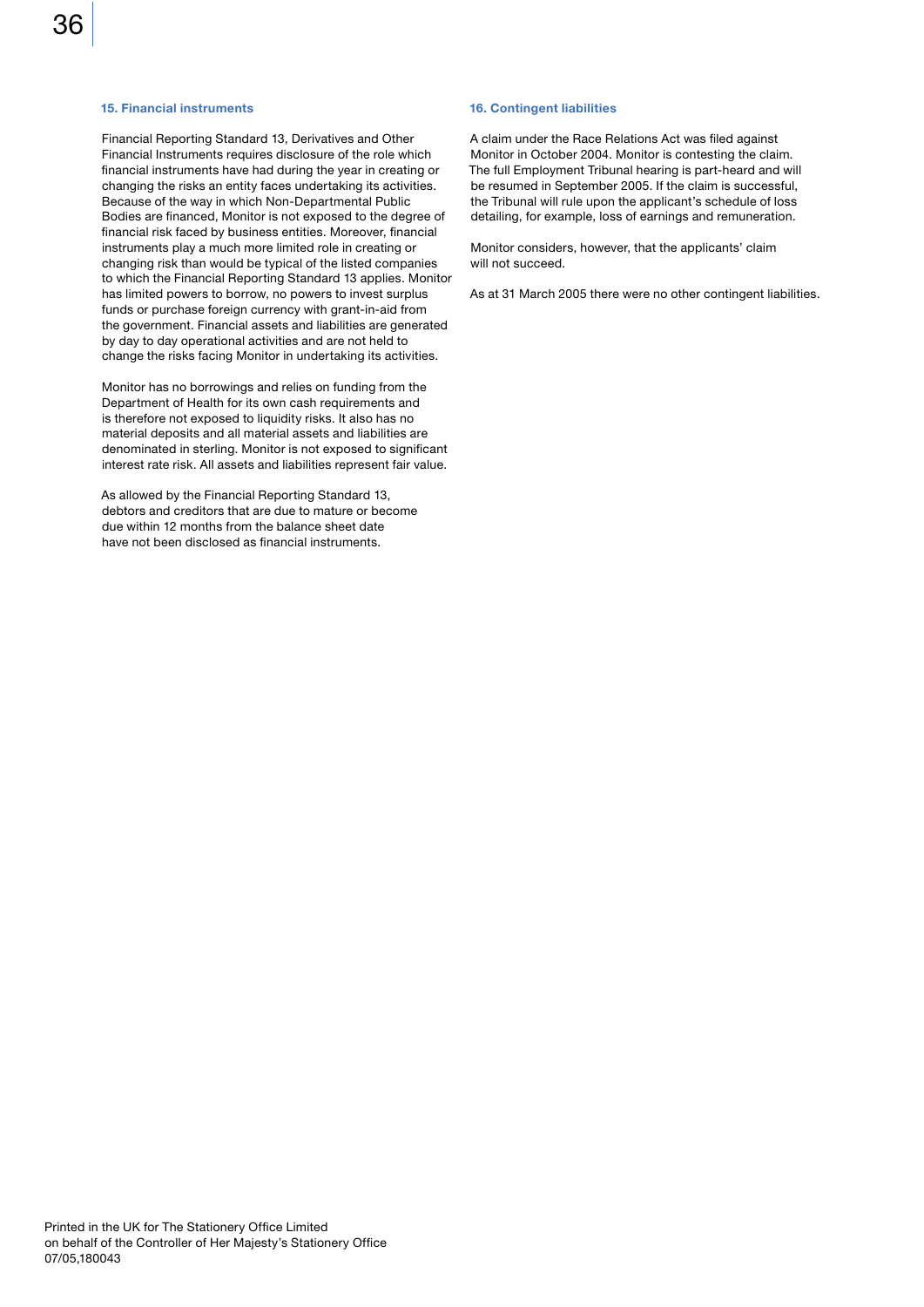### 15. Financial instruments

Financial Reporting Standard 13, Derivatives and Other Financial Instruments requires disclosure of the role which financial instruments have had during the year in creating or changing the risks an entity faces undertaking its activities. Because of the way in which Non-Departmental Public Bodies are financed, Monitor is not exposed to the degree of financial risk faced by business entities. Moreover, financial instruments play a much more limited role in creating or changing risk than would be typical of the listed companies to which the Financial Reporting Standard 13 applies. Monitor has limited powers to borrow, no powers to invest surplus funds or purchase foreign currency with grant-in-aid from the government. Financial assets and liabilities are generated by day to day operational activities and are not held to change the risks facing Monitor in undertaking its activities.

Monitor has no borrowings and relies on funding from the Department of Health for its own cash requirements and is therefore not exposed to liquidity risks. It also has no material deposits and all material assets and liabilities are denominated in sterling. Monitor is not exposed to significant interest rate risk. All assets and liabilities represent fair value.

As allowed by the Financial Reporting Standard 13, debtors and creditors that are due to mature or become due within 12 months from the balance sheet date have not been disclosed as financial instruments.

### 16. Contingent liabilities

A claim under the Race Relations Act was filed against Monitor in October 2004. Monitor is contesting the claim. The full Employment Tribunal hearing is part-heard and will be resumed in September 2005. If the claim is successful, the Tribunal will rule upon the applicant's schedule of loss detailing, for example, loss of earnings and remuneration.

Monitor considers, however, that the applicants' claim will not succeed.

As at 31 March 2005 there were no other contingent liabilities.

Printed in the UK for The Stationery Office Limited
on behalf of the Controller of Her Majesty's Stationery Office
07/05,180043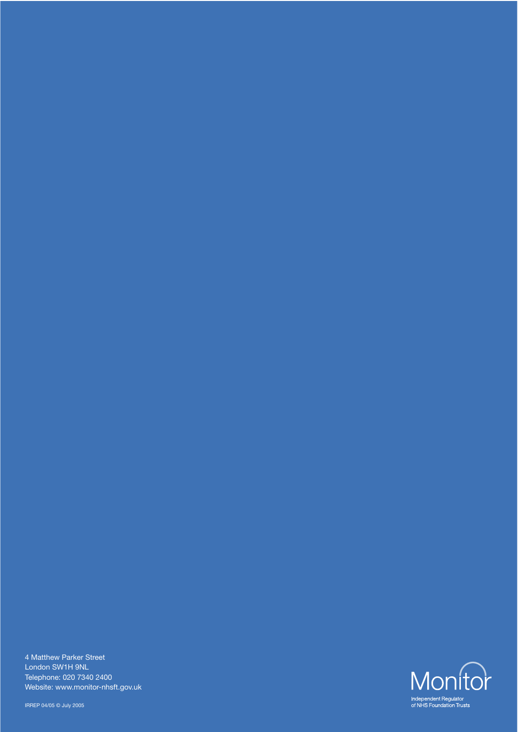4 Matthew Parker Street
London SW1H 9NL
Telephone: 020 7340 2400
Website: www.monitor-nhsft.gov.uk

IRREP 04/05 © July 2005

Monitor

Independent Regulator
of NHS Foundation Trusts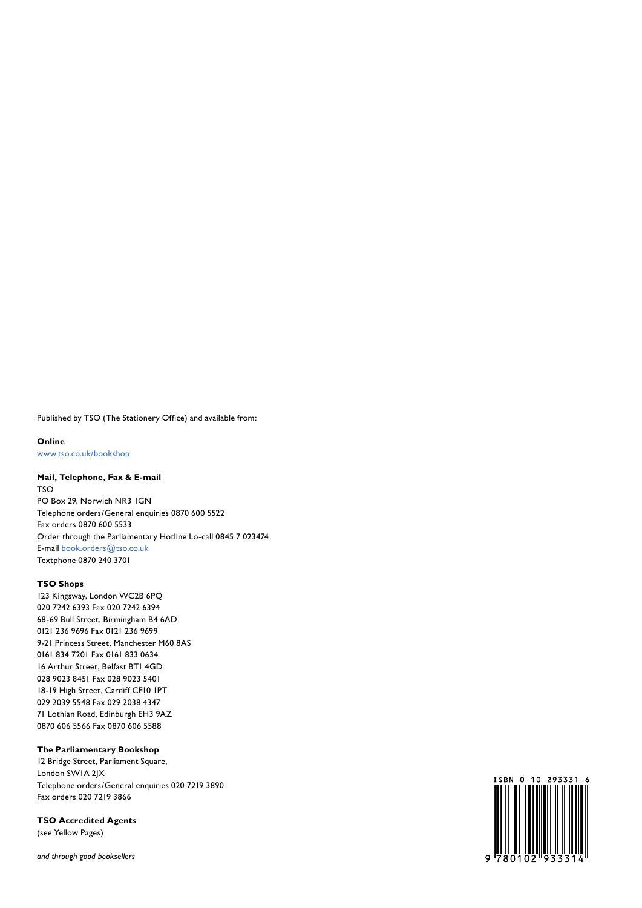Published by TSO (The Stationery Office) and available from:

**Online**
www.tso.co.uk/bookshop

**Mail, Telephone, Fax & E-mail**
TSO
PO Box 29, Norwich NR3 1GN
Telephone orders/General enquiries 0870 600 5522
Fax orders 0870 600 5533
Order through the Parliamentary Hotline Lo-call 0845 7 023474
E-mail book.orders@tso.co.uk
Textphone 0870 240 3701

**TSO Shops**
123 Kingsway, London WC2B 6PQ
020 7242 6393 Fax 020 7242 6394
68-69 Bull Street, Birmingham B4 6AD
0121 236 9696 Fax 0121 236 9699
9-21 Princess Street, Manchester M60 8AS
0161 834 7201 Fax 0161 833 0634
16 Arthur Street, Belfast BT1 4GD
028 9023 8451 Fax 028 9023 5401
18-19 High Street, Cardiff CF10 1PT
029 2039 5548 Fax 029 2038 4347
71 Lothian Road, Edinburgh EH3 9AZ
0870 606 5566 Fax 0870 606 5588

**The Parliamentary Bookshop**
12 Bridge Street, Parliament Square,
London SW1A 2JX
Telephone orders/General enquiries 020 7219 3890
Fax orders 020 7219 3866

**TSO Accredited Agents**
(see Yellow Pages)

*and through good booksellers*

ISBN 0-10-293331-6

9 780102 933314